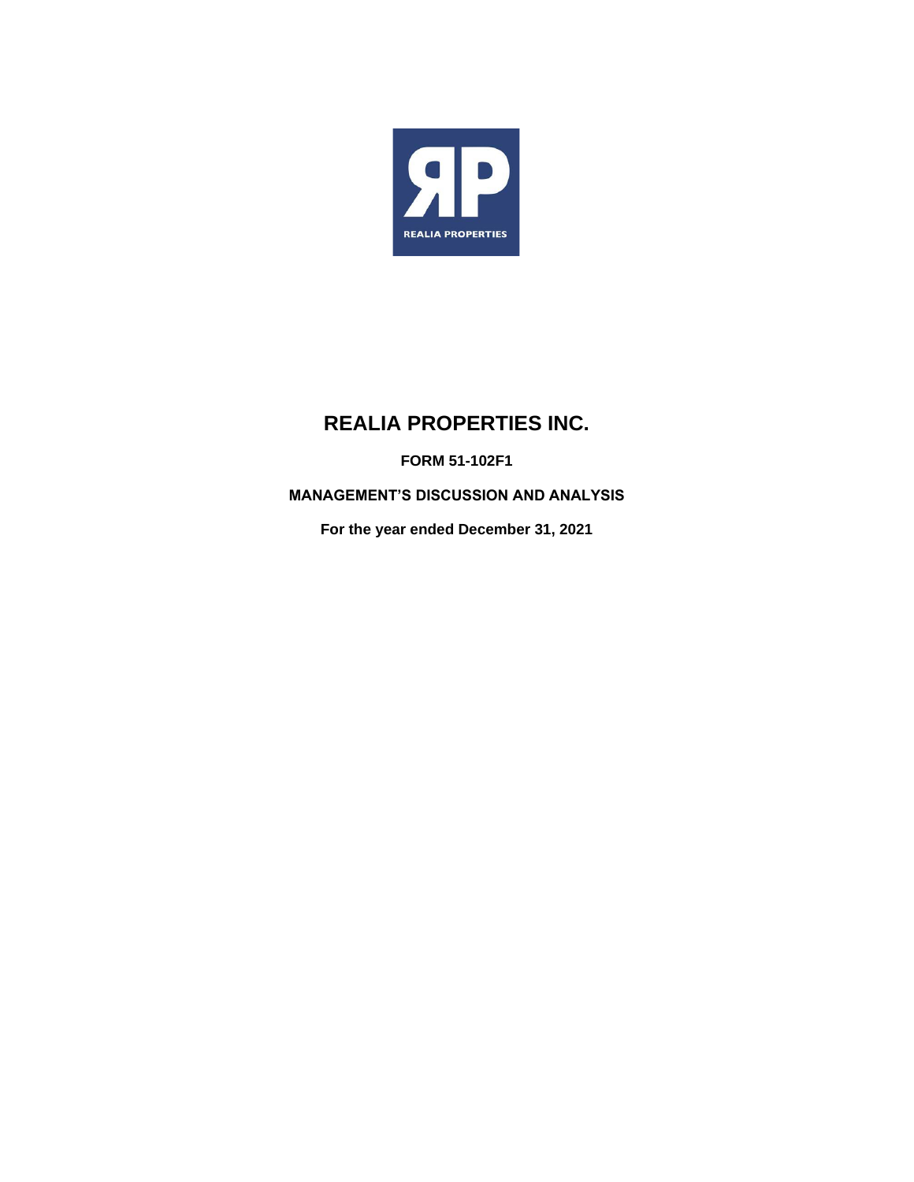# REALIA PROPERTIES INC.

**FORM 51-102F1**

**MANAGEMENT'S DISCUSSION AND ANALYSIS**

**For the year ended December 31, 2021**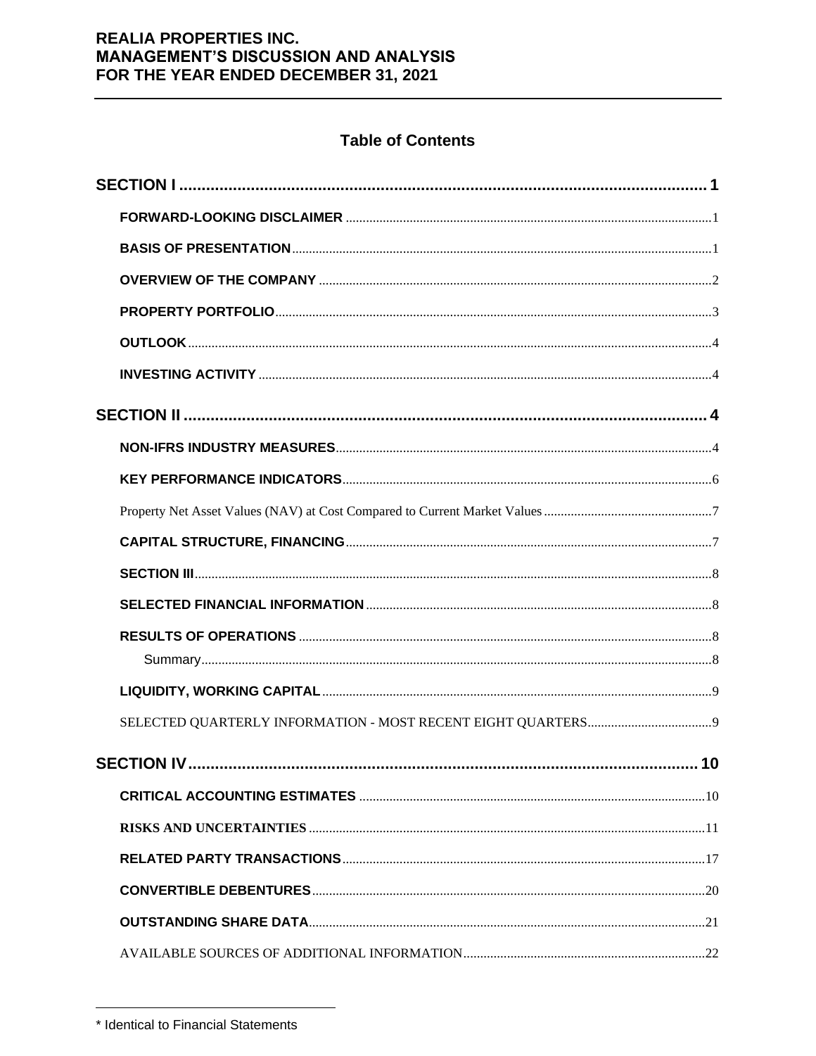# REALIA PROPERTIES INC.
# MANAGEMENT'S DISCUSSION AND ANALYSIS
# FOR THE YEAR ENDED DECEMBER 31, 2021

## Table of Contents

| | |
|---|---|
| **SECTION I** | **1** |
| **FORWARD-LOOKING DISCLAIMER** | 1 |
| **BASIS OF PRESENTATION** | 1 |
| **OVERVIEW OF THE COMPANY** | 2 |
| **PROPERTY PORTFOLIO** | 3 |
| **OUTLOOK** | 4 |
| **INVESTING ACTIVITY** | 4 |
| **SECTION II** | **4** |
| **NON-IFRS INDUSTRY MEASURES** | 4 |
| **KEY PERFORMANCE INDICATORS** | 6 |
| Property Net Asset Values (NAV) at Cost Compared to Current Market Values | 7 |
| **CAPITAL STRUCTURE, FINANCING** | 7 |
| **SECTION III** | 8 |
| **SELECTED FINANCIAL INFORMATION** | 8 |
| **RESULTS OF OPERATIONS** | 8 |
| Summary | 8 |
| **LIQUIDITY, WORKING CAPITAL** | 9 |
| SELECTED QUARTERLY INFORMATION - MOST RECENT EIGHT QUARTERS | 9 |
| **SECTION IV** | **10** |
| **CRITICAL ACCOUNTING ESTIMATES** | 10 |
| **RISKS AND UNCERTAINTIES** | 11 |
| **RELATED PARTY TRANSACTIONS** | 17 |
| **CONVERTIBLE DEBENTURES** | 20 |
| **OUTSTANDING SHARE DATA** | 21 |
| AVAILABLE SOURCES OF ADDITIONAL INFORMATION | 22 |

* Identical to Financial Statements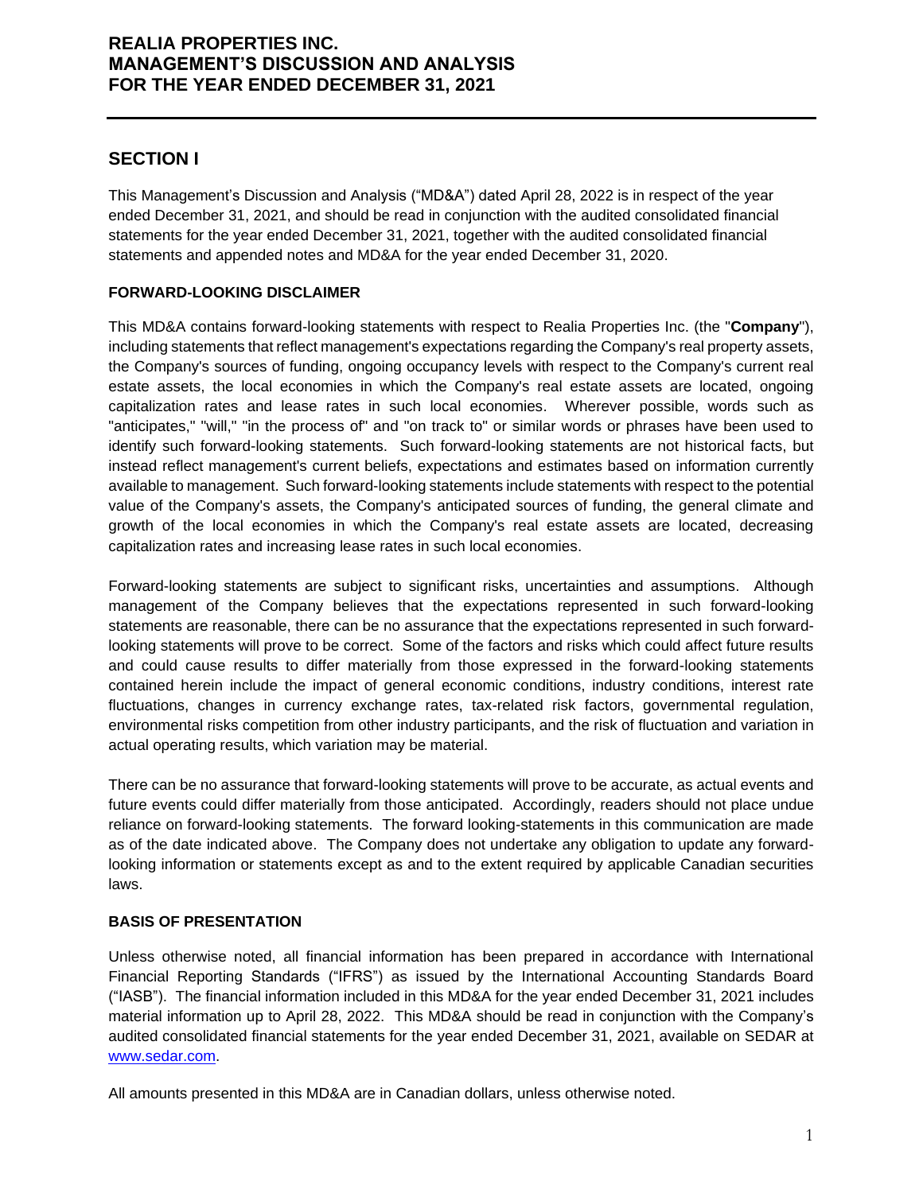## SECTION I

This Management's Discussion and Analysis ("MD&A") dated April 28, 2022 is in respect of the year ended December 31, 2021, and should be read in conjunction with the audited consolidated financial statements for the year ended December 31, 2021, together with the audited consolidated financial statements and appended notes and MD&A for the year ended December 31, 2020.

### FORWARD-LOOKING DISCLAIMER

This MD&A contains forward-looking statements with respect to Realia Properties Inc. (the "**Company**"), including statements that reflect management's expectations regarding the Company's real property assets, the Company's sources of funding, ongoing occupancy levels with respect to the Company's current real estate assets, the local economies in which the Company's real estate assets are located, ongoing capitalization rates and lease rates in such local economies. Wherever possible, words such as "anticipates," "will," "in the process of" and "on track to" or similar words or phrases have been used to identify such forward-looking statements. Such forward-looking statements are not historical facts, but instead reflect management's current beliefs, expectations and estimates based on information currently available to management. Such forward-looking statements include statements with respect to the potential value of the Company's assets, the Company's anticipated sources of funding, the general climate and growth of the local economies in which the Company's real estate assets are located, decreasing capitalization rates and increasing lease rates in such local economies.

Forward-looking statements are subject to significant risks, uncertainties and assumptions. Although management of the Company believes that the expectations represented in such forward-looking statements are reasonable, there can be no assurance that the expectations represented in such forward-looking statements will prove to be correct. Some of the factors and risks which could affect future results and could cause results to differ materially from those expressed in the forward-looking statements contained herein include the impact of general economic conditions, industry conditions, interest rate fluctuations, changes in currency exchange rates, tax-related risk factors, governmental regulation, environmental risks competition from other industry participants, and the risk of fluctuation and variation in actual operating results, which variation may be material.

There can be no assurance that forward-looking statements will prove to be accurate, as actual events and future events could differ materially from those anticipated. Accordingly, readers should not place undue reliance on forward-looking statements. The forward looking-statements in this communication are made as of the date indicated above. The Company does not undertake any obligation to update any forward-looking information or statements except as and to the extent required by applicable Canadian securities laws.

### BASIS OF PRESENTATION

Unless otherwise noted, all financial information has been prepared in accordance with International Financial Reporting Standards ("IFRS") as issued by the International Accounting Standards Board ("IASB"). The financial information included in this MD&A for the year ended December 31, 2021 includes material information up to April 28, 2022. This MD&A should be read in conjunction with the Company's audited consolidated financial statements for the year ended December 31, 2021, available on SEDAR at www.sedar.com.

All amounts presented in this MD&A are in Canadian dollars, unless otherwise noted.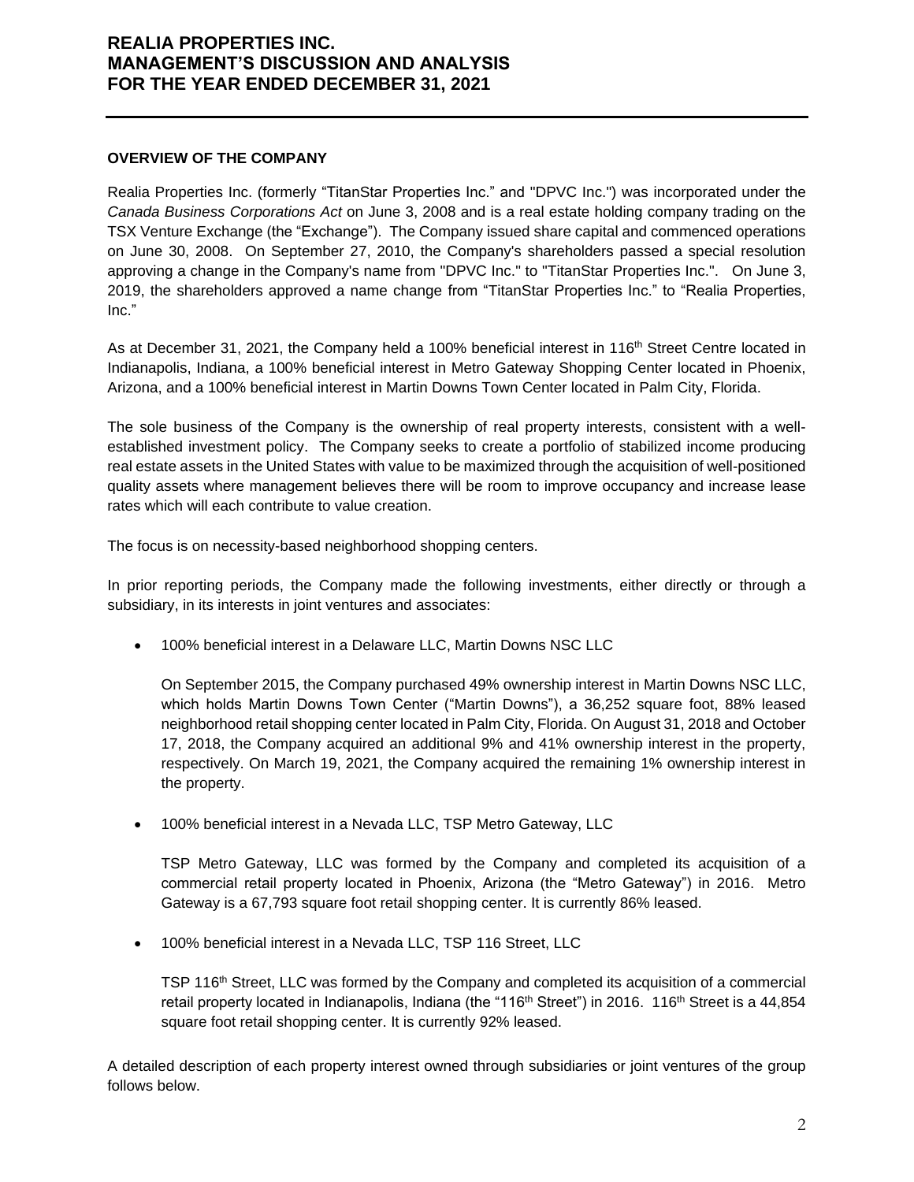## OVERVIEW OF THE COMPANY

Realia Properties Inc. (formerly "TitanStar Properties Inc." and "DPVC Inc.") was incorporated under the *Canada Business Corporations Act* on June 3, 2008 and is a real estate holding company trading on the TSX Venture Exchange (the "Exchange"). The Company issued share capital and commenced operations on June 30, 2008. On September 27, 2010, the Company's shareholders passed a special resolution approving a change in the Company's name from "DPVC Inc." to "TitanStar Properties Inc.". On June 3, 2019, the shareholders approved a name change from "TitanStar Properties Inc." to "Realia Properties, Inc."

As at December 31, 2021, the Company held a 100% beneficial interest in 116th Street Centre located in Indianapolis, Indiana, a 100% beneficial interest in Metro Gateway Shopping Center located in Phoenix, Arizona, and a 100% beneficial interest in Martin Downs Town Center located in Palm City, Florida.

The sole business of the Company is the ownership of real property interests, consistent with a well-established investment policy. The Company seeks to create a portfolio of stabilized income producing real estate assets in the United States with value to be maximized through the acquisition of well-positioned quality assets where management believes there will be room to improve occupancy and increase lease rates which will each contribute to value creation.

The focus is on necessity-based neighborhood shopping centers.

In prior reporting periods, the Company made the following investments, either directly or through a subsidiary, in its interests in joint ventures and associates:

- 100% beneficial interest in a Delaware LLC, Martin Downs NSC LLC

  On September 2015, the Company purchased 49% ownership interest in Martin Downs NSC LLC, which holds Martin Downs Town Center ("Martin Downs"), a 36,252 square foot, 88% leased neighborhood retail shopping center located in Palm City, Florida. On August 31, 2018 and October 17, 2018, the Company acquired an additional 9% and 41% ownership interest in the property, respectively. On March 19, 2021, the Company acquired the remaining 1% ownership interest in the property.

- 100% beneficial interest in a Nevada LLC, TSP Metro Gateway, LLC

  TSP Metro Gateway, LLC was formed by the Company and completed its acquisition of a commercial retail property located in Phoenix, Arizona (the "Metro Gateway") in 2016. Metro Gateway is a 67,793 square foot retail shopping center. It is currently 86% leased.

- 100% beneficial interest in a Nevada LLC, TSP 116 Street, LLC

  TSP 116th Street, LLC was formed by the Company and completed its acquisition of a commercial retail property located in Indianapolis, Indiana (the "116th Street") in 2016. 116th Street is a 44,854 square foot retail shopping center. It is currently 92% leased.

A detailed description of each property interest owned through subsidiaries or joint ventures of the group follows below.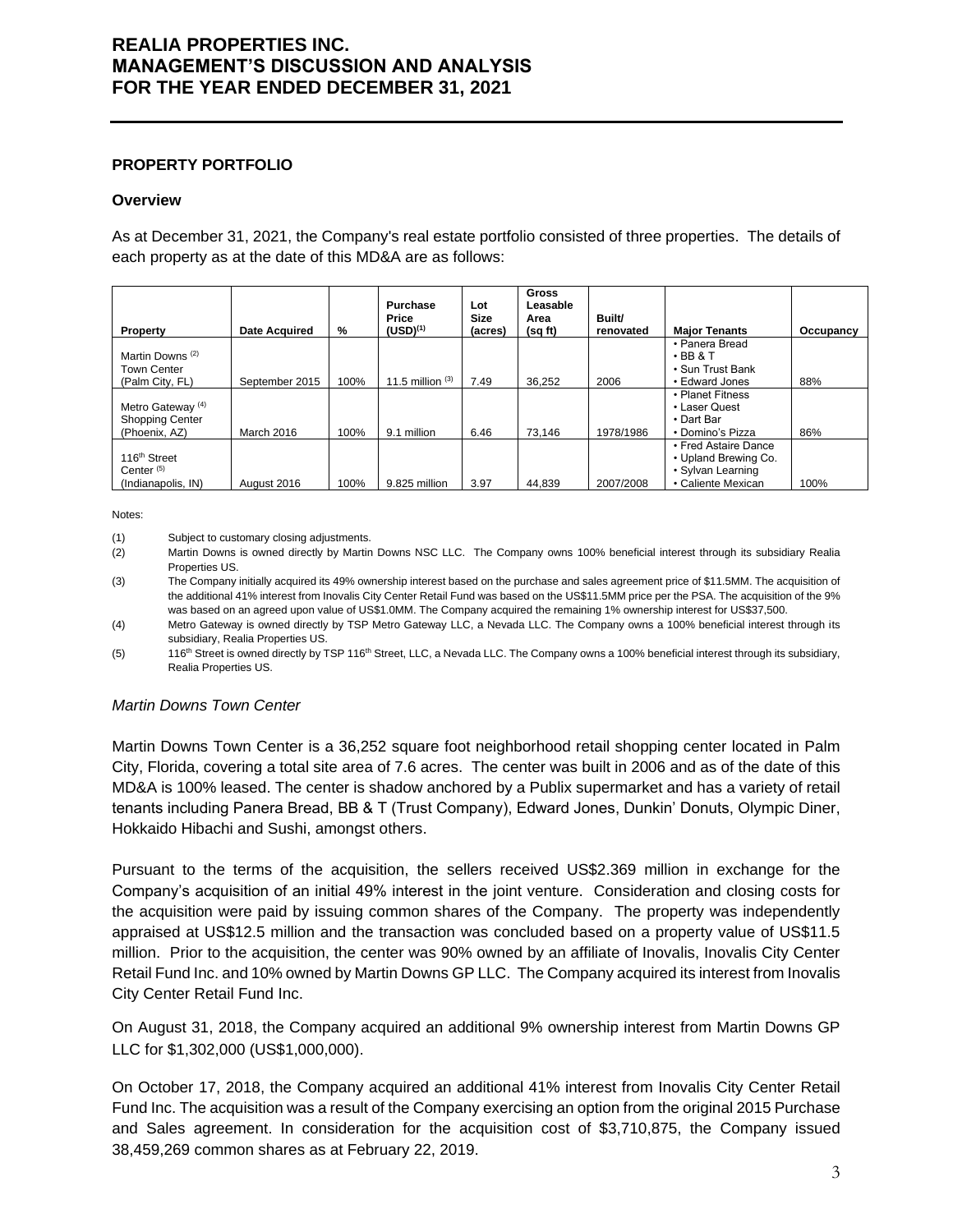## PROPERTY PORTFOLIO

### Overview

As at December 31, 2021, the Company's real estate portfolio consisted of three properties. The details of each property as at the date of this MD&A are as follows:

| Property | Date Acquired | % | Purchase Price (USD)[(1)] | Lot Size (acres) | Gross Leasable Area (sq ft) | Built/ renovated | Major Tenants | Occupancy |
|---|---|---|---|---|---|---|---|---|
| Martin Downs [(2)] Town Center (Palm City, FL) | September 2015 | 100% | 11.5 million [(3)] | 7.49 | 36,252 | 2006 | • Panera Bread • BB & T • Sun Trust Bank • Edward Jones | 88% |
| Metro Gateway [(4)] Shopping Center (Phoenix, AZ) | March 2016 | 100% | 9.1 million | 6.46 | 73,146 | 1978/1986 | • Planet Fitness • Laser Quest • Dart Bar • Domino's Pizza | 86% |
| 116th Street Center [(5)] (Indianapolis, IN) | August 2016 | 100% | 9.825 million | 3.97 | 44,839 | 2007/2008 | • Fred Astaire Dance • Upland Brewing Co. • Sylvan Learning • Caliente Mexican | 100% |

Notes:

(1) Subject to customary closing adjustments.

(2) Martin Downs is owned directly by Martin Downs NSC LLC. The Company owns 100% beneficial interest through its subsidiary Realia Properties US.

(3) The Company initially acquired its 49% ownership interest based on the purchase and sales agreement price of \$11.5MM. The acquisition of the additional 41% interest from Inovalis City Center Retail Fund was based on the US\$11.5MM price per the PSA. The acquisition of the 9% was based on an agreed upon value of US\$1.0MM. The Company acquired the remaining 1% ownership interest for US\$37,500.

(4) Metro Gateway is owned directly by TSP Metro Gateway LLC, a Nevada LLC. The Company owns a 100% beneficial interest through its subsidiary, Realia Properties US.

(5) 116th Street is owned directly by TSP 116th Street, LLC, a Nevada LLC. The Company owns a 100% beneficial interest through its subsidiary, Realia Properties US.

*Martin Downs Town Center*

Martin Downs Town Center is a 36,252 square foot neighborhood retail shopping center located in Palm City, Florida, covering a total site area of 7.6 acres. The center was built in 2006 and as of the date of this MD&A is 100% leased. The center is shadow anchored by a Publix supermarket and has a variety of retail tenants including Panera Bread, BB & T (Trust Company), Edward Jones, Dunkin' Donuts, Olympic Diner, Hokkaido Hibachi and Sushi, amongst others.

Pursuant to the terms of the acquisition, the sellers received US\$2.369 million in exchange for the Company's acquisition of an initial 49% interest in the joint venture. Consideration and closing costs for the acquisition were paid by issuing common shares of the Company. The property was independently appraised at US\$12.5 million and the transaction was concluded based on a property value of US\$11.5 million. Prior to the acquisition, the center was 90% owned by an affiliate of Inovalis, Inovalis City Center Retail Fund Inc. and 10% owned by Martin Downs GP LLC. The Company acquired its interest from Inovalis City Center Retail Fund Inc.

On August 31, 2018, the Company acquired an additional 9% ownership interest from Martin Downs GP LLC for \$1,302,000 (US\$1,000,000).

On October 17, 2018, the Company acquired an additional 41% interest from Inovalis City Center Retail Fund Inc. The acquisition was a result of the Company exercising an option from the original 2015 Purchase and Sales agreement. In consideration for the acquisition cost of \$3,710,875, the Company issued 38,459,269 common shares as at February 22, 2019.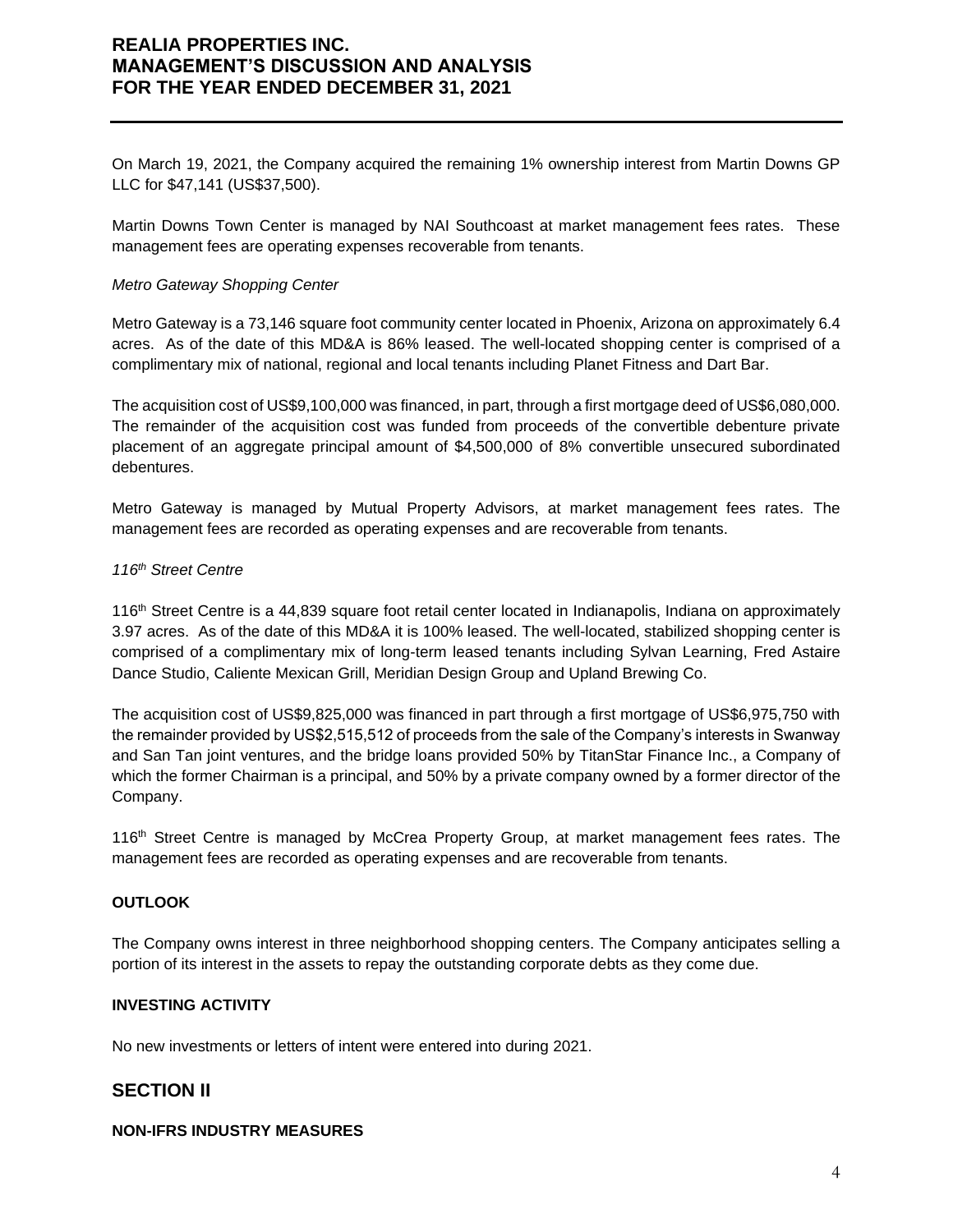On March 19, 2021, the Company acquired the remaining 1% ownership interest from Martin Downs GP LLC for $47,141 (US$37,500).

Martin Downs Town Center is managed by NAI Southcoast at market management fees rates. These management fees are operating expenses recoverable from tenants.

*Metro Gateway Shopping Center*

Metro Gateway is a 73,146 square foot community center located in Phoenix, Arizona on approximately 6.4 acres. As of the date of this MD&A is 86% leased. The well-located shopping center is comprised of a complimentary mix of national, regional and local tenants including Planet Fitness and Dart Bar.

The acquisition cost of US$9,100,000 was financed, in part, through a first mortgage deed of US$6,080,000. The remainder of the acquisition cost was funded from proceeds of the convertible debenture private placement of an aggregate principal amount of $4,500,000 of 8% convertible unsecured subordinated debentures.

Metro Gateway is managed by Mutual Property Advisors, at market management fees rates. The management fees are recorded as operating expenses and are recoverable from tenants.

*116th Street Centre*

116th Street Centre is a 44,839 square foot retail center located in Indianapolis, Indiana on approximately 3.97 acres. As of the date of this MD&A it is 100% leased. The well-located, stabilized shopping center is comprised of a complimentary mix of long-term leased tenants including Sylvan Learning, Fred Astaire Dance Studio, Caliente Mexican Grill, Meridian Design Group and Upland Brewing Co.

The acquisition cost of US$9,825,000 was financed in part through a first mortgage of US$6,975,750 with the remainder provided by US$2,515,512 of proceeds from the sale of the Company's interests in Swanway and San Tan joint ventures, and the bridge loans provided 50% by TitanStar Finance Inc., a Company of which the former Chairman is a principal, and 50% by a private company owned by a former director of the Company.

116th Street Centre is managed by McCrea Property Group, at market management fees rates. The management fees are recorded as operating expenses and are recoverable from tenants.

**OUTLOOK**

The Company owns interest in three neighborhood shopping centers. The Company anticipates selling a portion of its interest in the assets to repay the outstanding corporate debts as they come due.

**INVESTING ACTIVITY**

No new investments or letters of intent were entered into during 2021.

## SECTION II

**NON-IFRS INDUSTRY MEASURES**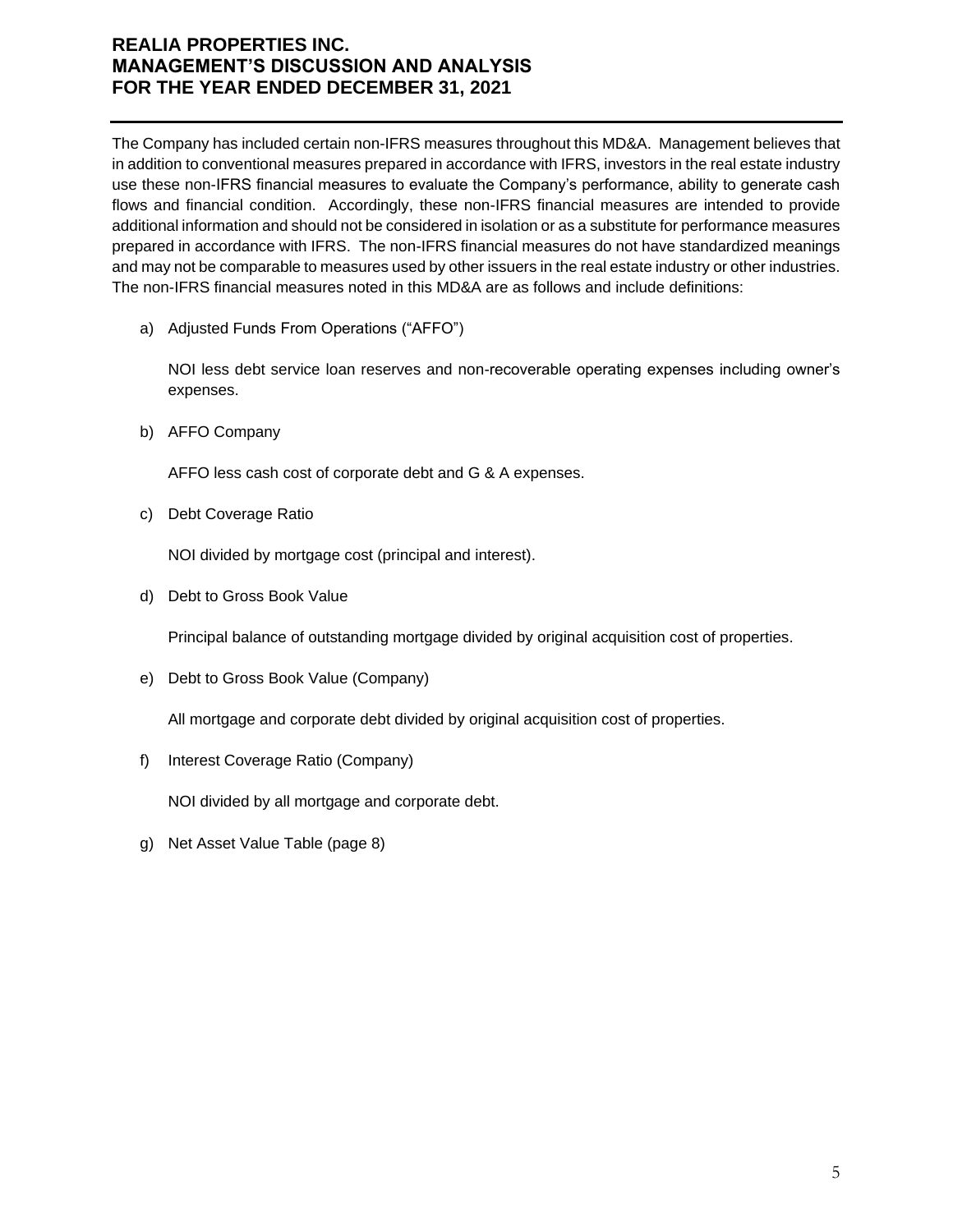The Company has included certain non-IFRS measures throughout this MD&A. Management believes that in addition to conventional measures prepared in accordance with IFRS, investors in the real estate industry use these non-IFRS financial measures to evaluate the Company's performance, ability to generate cash flows and financial condition. Accordingly, these non-IFRS financial measures are intended to provide additional information and should not be considered in isolation or as a substitute for performance measures prepared in accordance with IFRS. The non-IFRS financial measures do not have standardized meanings and may not be comparable to measures used by other issuers in the real estate industry or other industries. The non-IFRS financial measures noted in this MD&A are as follows and include definitions:

a) Adjusted Funds From Operations ("AFFO")

   NOI less debt service loan reserves and non-recoverable operating expenses including owner's expenses.

b) AFFO Company

   AFFO less cash cost of corporate debt and G & A expenses.

c) Debt Coverage Ratio

   NOI divided by mortgage cost (principal and interest).

d) Debt to Gross Book Value

   Principal balance of outstanding mortgage divided by original acquisition cost of properties.

e) Debt to Gross Book Value (Company)

   All mortgage and corporate debt divided by original acquisition cost of properties.

f) Interest Coverage Ratio (Company)

   NOI divided by all mortgage and corporate debt.

g) Net Asset Value Table (page 8)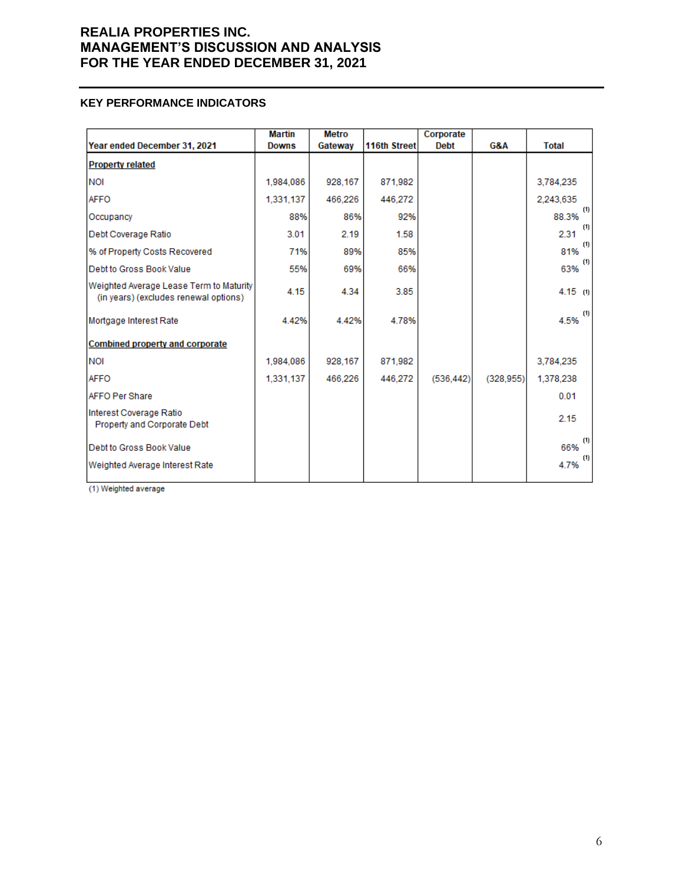## KEY PERFORMANCE INDICATORS

| Year ended December 31, 2021 | Martin Downs | Metro Gateway | 116th Street | Corporate Debt | G&A | Total |
|---|---|---|---|---|---|---|
| **Property related** | | | | | | |
| NOI | 1,984,086 | 928,167 | 871,982 | | | 3,784,235 |
| AFFO | 1,331,137 | 466,226 | 446,272 | | | 2,243,635 |
| Occupancy | 88% | 86% | 92% | | | 88.3% (1) |
| Debt Coverage Ratio | 3.01 | 2.19 | 1.58 | | | 2.31 (1) |
| % of Property Costs Recovered | 71% | 89% | 85% | | | 81% (1) |
| Debt to Gross Book Value | 55% | 69% | 66% | | | 63% (1) |
| Weighted Average Lease Term to Maturity (in years) (excludes renewal options) | 4.15 | 4.34 | 3.85 | | | 4.15 (1) |
| Mortgage Interest Rate | 4.42% | 4.42% | 4.78% | | | 4.5% (1) |
| **Combined property and corporate** | | | | | | |
| NOI | 1,984,086 | 928,167 | 871,982 | | | 3,784,235 |
| AFFO | 1,331,137 | 466,226 | 446,272 | (536,442) | (328,955) | 1,378,238 |
| AFFO Per Share | | | | | | 0.01 |
| Interest Coverage Ratio Property and Corporate Debt | | | | | | 2.15 |
| Debt to Gross Book Value | | | | | | 66% (1) |
| Weighted Average Interest Rate | | | | | | 4.7% (1) |

(1) Weighted average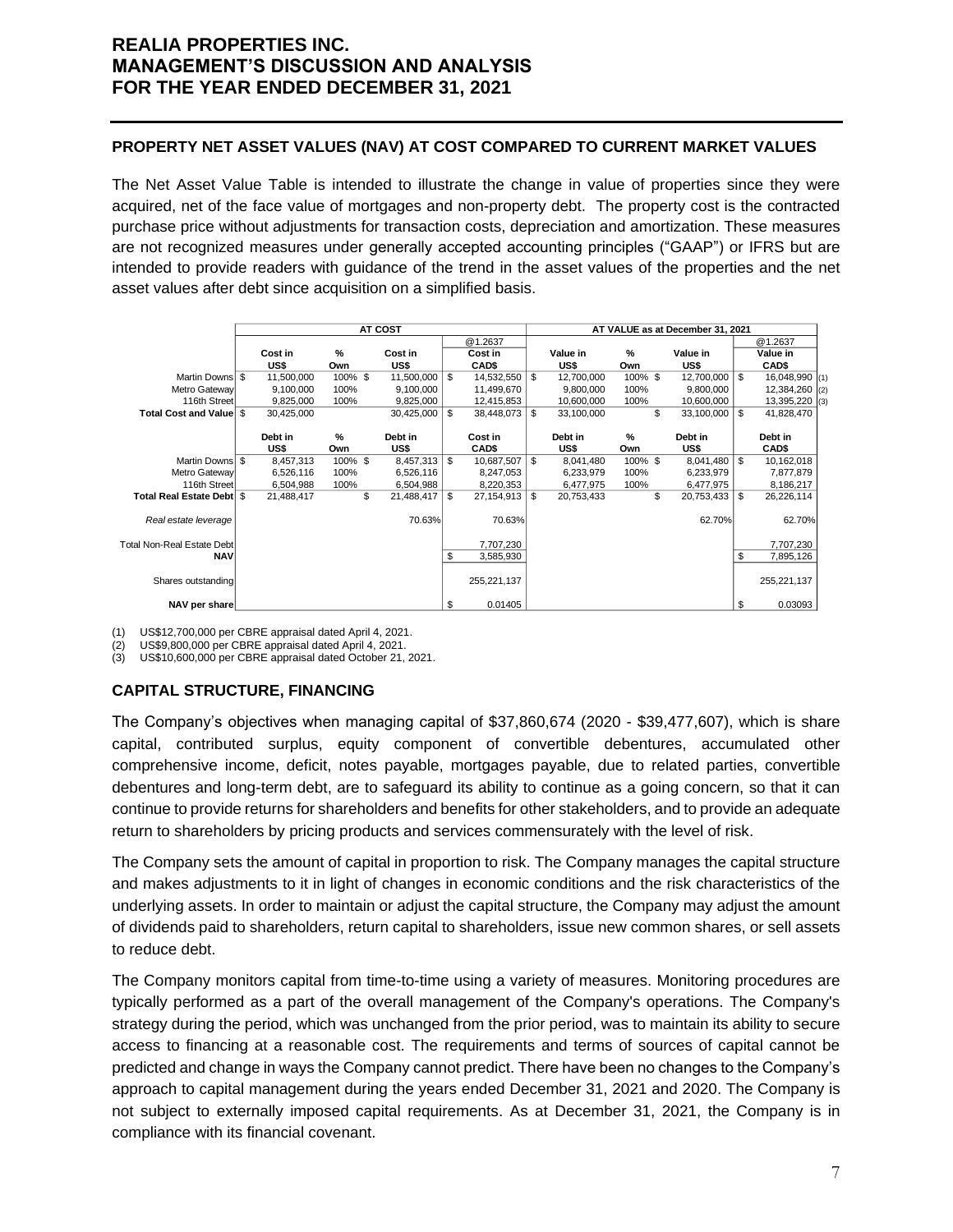## PROPERTY NET ASSET VALUES (NAV) AT COST COMPARED TO CURRENT MARKET VALUES

The Net Asset Value Table is intended to illustrate the change in value of properties since they were acquired, net of the face value of mortgages and non-property debt. The property cost is the contracted purchase price without adjustments for transaction costs, depreciation and amortization. These measures are not recognized measures under generally accepted accounting principles ("GAAP") or IFRS but are intended to provide readers with guidance of the trend in the asset values of the properties and the net asset values after debt since acquisition on a simplified basis.

| | AT COST | | | | AT VALUE as at December 31, 2021 | | | | |
|---|---|---|---|---|---|---|---|---|---|
| | | | | @1.2637 | | | | @1.2637 | |
| | Cost in US$ | % Own | Cost in US$ | Cost in CAD$ | Value in US$ | % Own | Value in US$ | Value in CAD$ | |
| Martin Downs | $ 11,500,000 | 100% | $ 11,500,000 | $ 14,532,550 | $ 12,700,000 | 100% | $ 12,700,000 | $ 16,048,990 | (1) |
| Metro Gateway | 9,100,000 | 100% | 9,100,000 | 11,499,670 | 9,800,000 | 100% | 9,800,000 | 12,384,260 | (2) |
| 116th Street | 9,825,000 | 100% | 9,825,000 | 12,415,853 | 10,600,000 | 100% | 10,600,000 | 13,395,220 | (3) |
| **Total Cost and Value** | $ 30,425,000 | | 30,425,000 | $ 38,448,073 | $ 33,100,000 | | $ 33,100,000 | $ 41,828,470 | |
| | Debt in US$ | % Own | Debt in US$ | Cost in CAD$ | Debt in US$ | % Own | Debt in US$ | Debt in CAD$ | |
| Martin Downs | $ 8,457,313 | 100% | $ 8,457,313 | $ 10,687,507 | $ 8,041,480 | 100% | $ 8,041,480 | $ 10,162,018 | |
| Metro Gateway | 6,526,116 | 100% | 6,526,116 | 8,247,053 | 6,233,979 | 100% | 6,233,979 | 7,877,879 | |
| 116th Street | 6,504,988 | 100% | 6,504,988 | 8,220,353 | 6,477,975 | 100% | 6,477,975 | 8,186,217 | |
| **Total Real Estate Debt** | $ 21,488,417 | | $ 21,488,417 | $ 27,154,913 | $ 20,753,433 | | $ 20,753,433 | $ 26,226,114 | |
| *Real estate leverage* | | | 70.63% | 70.63% | | | 62.70% | 62.70% | |
| Total Non-Real Estate Debt | | | | 7,707,230 | | | | 7,707,230 | |
| **NAV** | | | | $ 3,585,930 | | | | $ 7,895,126 | |
| Shares outstanding | | | | 255,221,137 | | | | 255,221,137 | |
| **NAV per share** | | | | $ 0.01405 | | | | $ 0.03093 | |

(1) US$12,700,000 per CBRE appraisal dated April 4, 2021.
(2) US$9,800,000 per CBRE appraisal dated April 4, 2021.
(3) US$10,600,000 per CBRE appraisal dated October 21, 2021.

## CAPITAL STRUCTURE, FINANCING

The Company's objectives when managing capital of $37,860,674 (2020 - $39,477,607), which is share capital, contributed surplus, equity component of convertible debentures, accumulated other comprehensive income, deficit, notes payable, mortgages payable, due to related parties, convertible debentures and long-term debt, are to safeguard its ability to continue as a going concern, so that it can continue to provide returns for shareholders and benefits for other stakeholders, and to provide an adequate return to shareholders by pricing products and services commensurately with the level of risk.

The Company sets the amount of capital in proportion to risk. The Company manages the capital structure and makes adjustments to it in light of changes in economic conditions and the risk characteristics of the underlying assets. In order to maintain or adjust the capital structure, the Company may adjust the amount of dividends paid to shareholders, return capital to shareholders, issue new common shares, or sell assets to reduce debt.

The Company monitors capital from time-to-time using a variety of measures. Monitoring procedures are typically performed as a part of the overall management of the Company's operations. The Company's strategy during the period, which was unchanged from the prior period, was to maintain its ability to secure access to financing at a reasonable cost. The requirements and terms of sources of capital cannot be predicted and change in ways the Company cannot predict. There have been no changes to the Company's approach to capital management during the years ended December 31, 2021 and 2020. The Company is not subject to externally imposed capital requirements. As at December 31, 2021, the Company is in compliance with its financial covenant.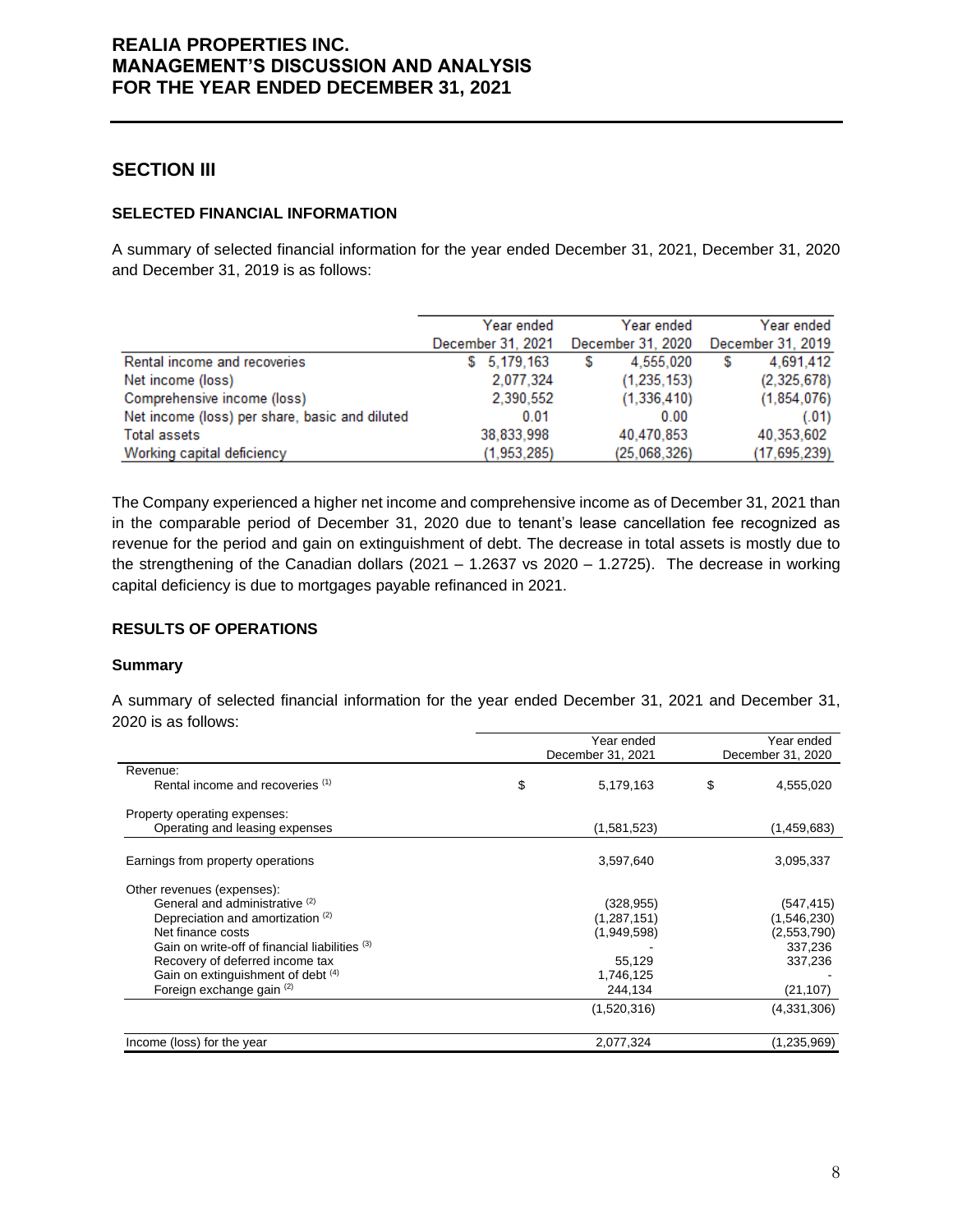## SECTION III

### SELECTED FINANCIAL INFORMATION

A summary of selected financial information for the year ended December 31, 2021, December 31, 2020 and December 31, 2019 is as follows:

| | Year ended December 31, 2021 | Year ended December 31, 2020 | Year ended December 31, 2019 |
|---|---|---|---|
| Rental income and recoveries | $ 5,179,163 | $ 4,555,020 | $ 4,691,412 |
| Net income (loss) | 2,077,324 | (1,235,153) | (2,325,678) |
| Comprehensive income (loss) | 2,390,552 | (1,336,410) | (1,854,076) |
| Net income (loss) per share, basic and diluted | 0.01 | 0.00 | (.01) |
| Total assets | 38,833,998 | 40,470,853 | 40,353,602 |
| Working capital deficiency | (1,953,285) | (25,068,326) | (17,695,239) |

The Company experienced a higher net income and comprehensive income as of December 31, 2021 than in the comparable period of December 31, 2020 due to tenant's lease cancellation fee recognized as revenue for the period and gain on extinguishment of debt. The decrease in total assets is mostly due to the strengthening of the Canadian dollars (2021 – 1.2637 vs 2020 – 1.2725). The decrease in working capital deficiency is due to mortgages payable refinanced in 2021.

### RESULTS OF OPERATIONS

#### Summary

A summary of selected financial information for the year ended December 31, 2021 and December 31, 2020 is as follows:

| | Year ended December 31, 2021 | Year ended December 31, 2020 |
|---|---|---|
| Revenue: | | |
| Rental income and recoveries [(1)] | $ 5,179,163 | $ 4,555,020 |
| Property operating expenses: | | |
| Operating and leasing expenses | (1,581,523) | (1,459,683) |
| Earnings from property operations | 3,597,640 | 3,095,337 |
| Other revenues (expenses): | | |
| General and administrative [(2)] | (328,955) | (547,415) |
| Depreciation and amortization [(2)] | (1,287,151) | (1,546,230) |
| Net finance costs | (1,949,598) | (2,553,790) |
| Gain on write-off of financial liabilities [(3)] | - | 337,236 |
| Recovery of deferred income tax | 55,129 | 337,236 |
| Gain on extinguishment of debt [(4)] | 1,746,125 | - |
| Foreign exchange gain [(2)] | 244,134 | (21,107) |
| | (1,520,316) | (4,331,306) |
| Income (loss) for the year | 2,077,324 | (1,235,969) |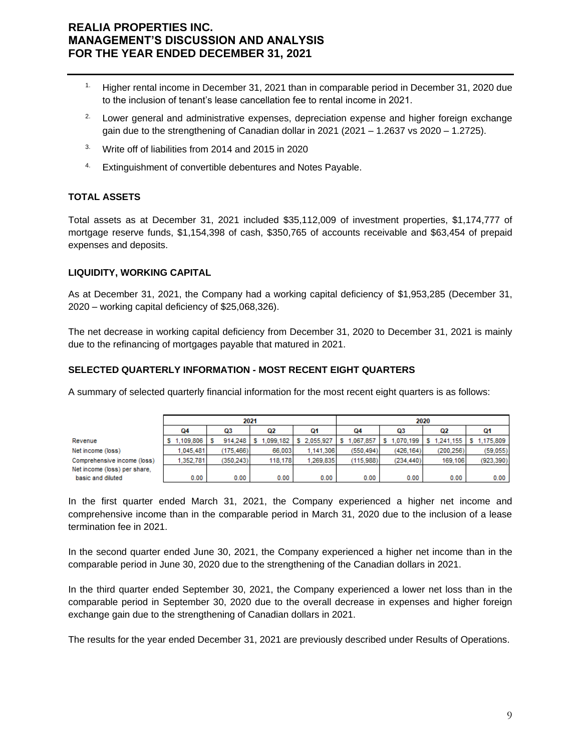1. Higher rental income in December 31, 2021 than in comparable period in December 31, 2020 due to the inclusion of tenant's lease cancellation fee to rental income in 2021.
2. Lower general and administrative expenses, depreciation expense and higher foreign exchange gain due to the strengthening of Canadian dollar in 2021 (2021 – 1.2637 vs 2020 – 1.2725).
3. Write off of liabilities from 2014 and 2015 in 2020
4. Extinguishment of convertible debentures and Notes Payable.

## TOTAL ASSETS

Total assets as at December 31, 2021 included $35,112,009 of investment properties, $1,174,777 of mortgage reserve funds, $1,154,398 of cash, $350,765 of accounts receivable and $63,454 of prepaid expenses and deposits.

## LIQUIDITY, WORKING CAPITAL

As at December 31, 2021, the Company had a working capital deficiency of $1,953,285 (December 31, 2020 – working capital deficiency of $25,068,326).

The net decrease in working capital deficiency from December 31, 2020 to December 31, 2021 is mainly due to the refinancing of mortgages payable that matured in 2021.

## SELECTED QUARTERLY INFORMATION - MOST RECENT EIGHT QUARTERS

A summary of selected quarterly financial information for the most recent eight quarters is as follows:

| | 2021 | | | | 2020 | | | |
|---|---|---|---|---|---|---|---|---|
| | Q4 | Q3 | Q2 | Q1 | Q4 | Q3 | Q2 | Q1 |
| Revenue | $ 1,109,806 | $ 914,248 | $ 1,099,182 | $ 2,055,927 | $ 1,067,857 | $ 1,070,199 | $ 1,241,155 | $ 1,175,809 |
| Net income (loss) | 1,045,481 | (175,466) | 66,003 | 1,141,306 | (550,494) | (426,164) | (200,256) | (59,055) |
| Comprehensive income (loss) | 1,352,781 | (350,243) | 118,178 | 1,269,835 | (115,988) | (234,440) | 169,106 | (923,390) |
| Net income (loss) per share, basic and diluted | 0.00 | 0.00 | 0.00 | 0.00 | 0.00 | 0.00 | 0.00 | 0.00 |

In the first quarter ended March 31, 2021, the Company experienced a higher net income and comprehensive income than in the comparable period in March 31, 2020 due to the inclusion of a lease termination fee in 2021.

In the second quarter ended June 30, 2021, the Company experienced a higher net income than in the comparable period in June 30, 2020 due to the strengthening of the Canadian dollars in 2021.

In the third quarter ended September 30, 2021, the Company experienced a lower net loss than in the comparable period in September 30, 2020 due to the overall decrease in expenses and higher foreign exchange gain due to the strengthening of Canadian dollars in 2021.

The results for the year ended December 31, 2021 are previously described under Results of Operations.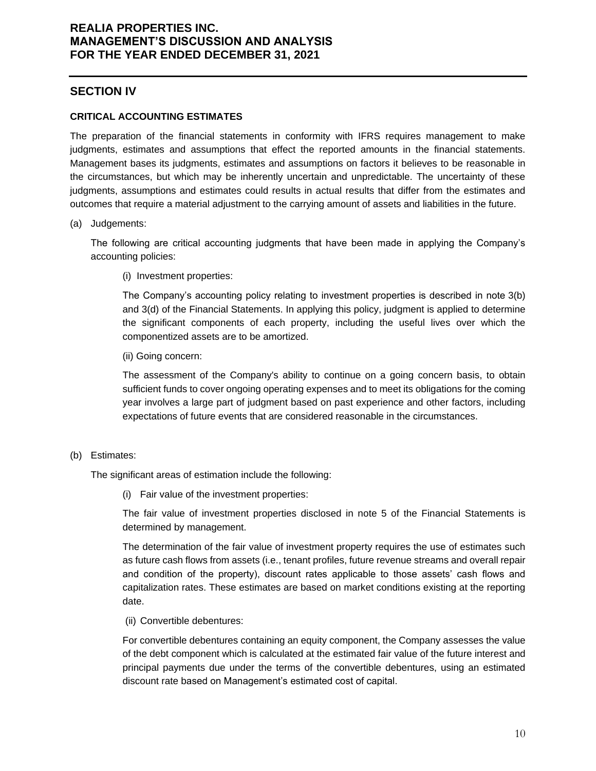## SECTION IV

**CRITICAL ACCOUNTING ESTIMATES**

The preparation of the financial statements in conformity with IFRS requires management to make judgments, estimates and assumptions that effect the reported amounts in the financial statements. Management bases its judgments, estimates and assumptions on factors it believes to be reasonable in the circumstances, but which may be inherently uncertain and unpredictable. The uncertainty of these judgments, assumptions and estimates could results in actual results that differ from the estimates and outcomes that require a material adjustment to the carrying amount of assets and liabilities in the future.

(a) Judgements:

The following are critical accounting judgments that have been made in applying the Company's accounting policies:

(i) Investment properties:

The Company's accounting policy relating to investment properties is described in note 3(b) and 3(d) of the Financial Statements. In applying this policy, judgment is applied to determine the significant components of each property, including the useful lives over which the componentized assets are to be amortized.

(ii) Going concern:

The assessment of the Company's ability to continue on a going concern basis, to obtain sufficient funds to cover ongoing operating expenses and to meet its obligations for the coming year involves a large part of judgment based on past experience and other factors, including expectations of future events that are considered reasonable in the circumstances.

(b) Estimates:

The significant areas of estimation include the following:

(i) Fair value of the investment properties:

The fair value of investment properties disclosed in note 5 of the Financial Statements is determined by management.

The determination of the fair value of investment property requires the use of estimates such as future cash flows from assets (i.e., tenant profiles, future revenue streams and overall repair and condition of the property), discount rates applicable to those assets' cash flows and capitalization rates. These estimates are based on market conditions existing at the reporting date.

(ii) Convertible debentures:

For convertible debentures containing an equity component, the Company assesses the value of the debt component which is calculated at the estimated fair value of the future interest and principal payments due under the terms of the convertible debentures, using an estimated discount rate based on Management's estimated cost of capital.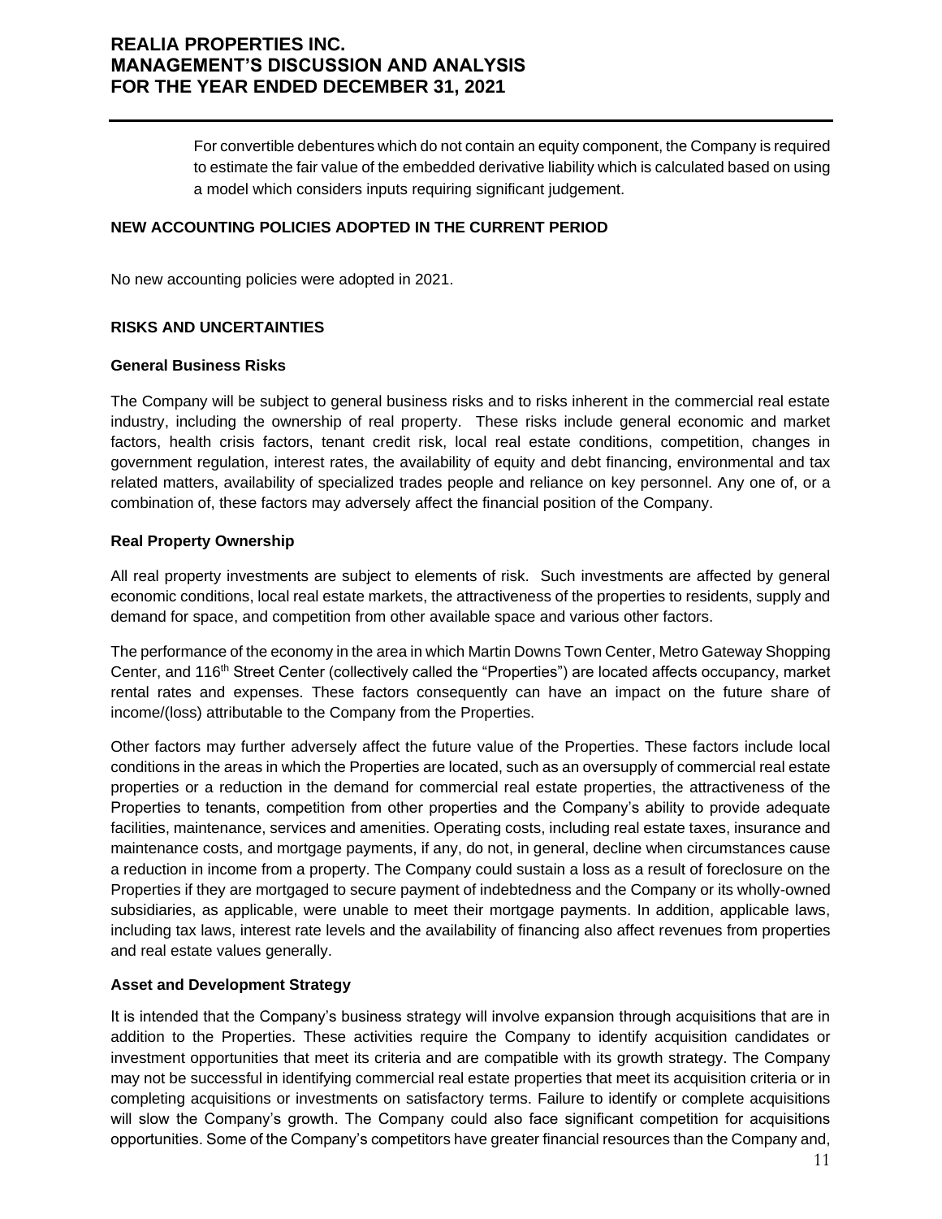For convertible debentures which do not contain an equity component, the Company is required to estimate the fair value of the embedded derivative liability which is calculated based on using a model which considers inputs requiring significant judgement.

## NEW ACCOUNTING POLICIES ADOPTED IN THE CURRENT PERIOD

No new accounting policies were adopted in 2021.

## RISKS AND UNCERTAINTIES

### General Business Risks

The Company will be subject to general business risks and to risks inherent in the commercial real estate industry, including the ownership of real property. These risks include general economic and market factors, health crisis factors, tenant credit risk, local real estate conditions, competition, changes in government regulation, interest rates, the availability of equity and debt financing, environmental and tax related matters, availability of specialized trades people and reliance on key personnel. Any one of, or a combination of, these factors may adversely affect the financial position of the Company.

### Real Property Ownership

All real property investments are subject to elements of risk. Such investments are affected by general economic conditions, local real estate markets, the attractiveness of the properties to residents, supply and demand for space, and competition from other available space and various other factors.

The performance of the economy in the area in which Martin Downs Town Center, Metro Gateway Shopping Center, and 116th Street Center (collectively called the "Properties") are located affects occupancy, market rental rates and expenses. These factors consequently can have an impact on the future share of income/(loss) attributable to the Company from the Properties.

Other factors may further adversely affect the future value of the Properties. These factors include local conditions in the areas in which the Properties are located, such as an oversupply of commercial real estate properties or a reduction in the demand for commercial real estate properties, the attractiveness of the Properties to tenants, competition from other properties and the Company's ability to provide adequate facilities, maintenance, services and amenities. Operating costs, including real estate taxes, insurance and maintenance costs, and mortgage payments, if any, do not, in general, decline when circumstances cause a reduction in income from a property. The Company could sustain a loss as a result of foreclosure on the Properties if they are mortgaged to secure payment of indebtedness and the Company or its wholly-owned subsidiaries, as applicable, were unable to meet their mortgage payments. In addition, applicable laws, including tax laws, interest rate levels and the availability of financing also affect revenues from properties and real estate values generally.

### Asset and Development Strategy

It is intended that the Company's business strategy will involve expansion through acquisitions that are in addition to the Properties. These activities require the Company to identify acquisition candidates or investment opportunities that meet its criteria and are compatible with its growth strategy. The Company may not be successful in identifying commercial real estate properties that meet its acquisition criteria or in completing acquisitions or investments on satisfactory terms. Failure to identify or complete acquisitions will slow the Company's growth. The Company could also face significant competition for acquisitions opportunities. Some of the Company's competitors have greater financial resources than the Company and,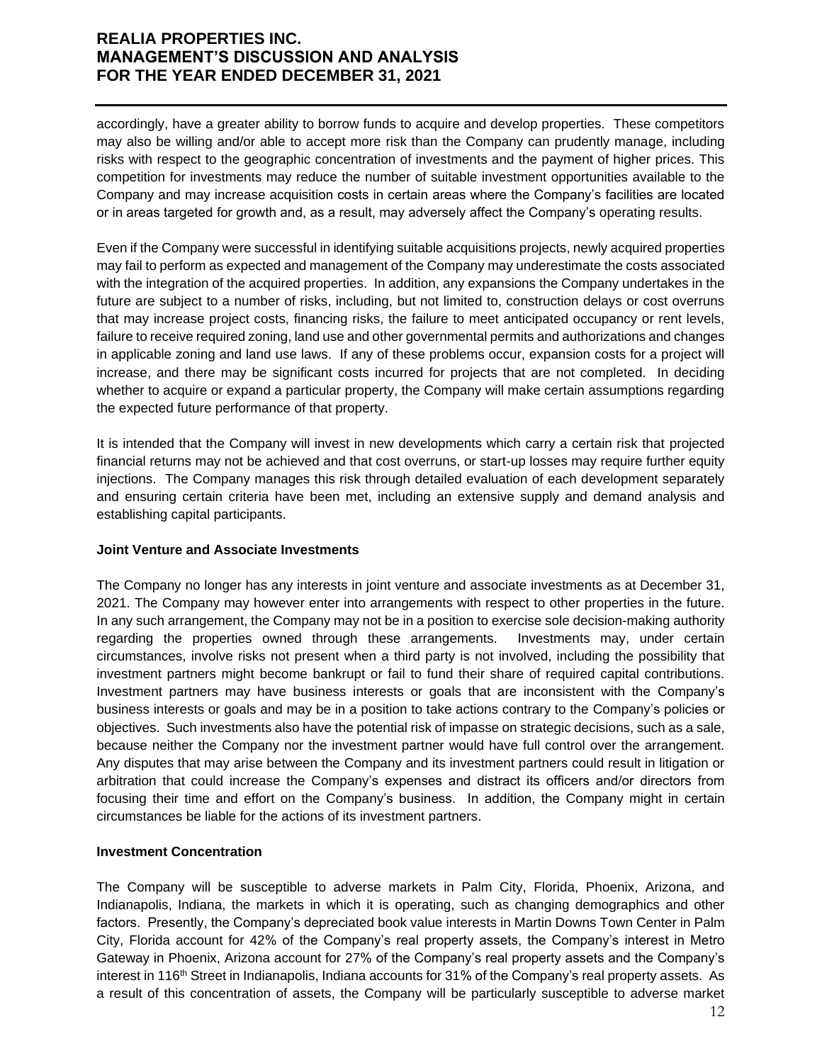accordingly, have a greater ability to borrow funds to acquire and develop properties. These competitors may also be willing and/or able to accept more risk than the Company can prudently manage, including risks with respect to the geographic concentration of investments and the payment of higher prices. This competition for investments may reduce the number of suitable investment opportunities available to the Company and may increase acquisition costs in certain areas where the Company's facilities are located or in areas targeted for growth and, as a result, may adversely affect the Company's operating results.

Even if the Company were successful in identifying suitable acquisitions projects, newly acquired properties may fail to perform as expected and management of the Company may underestimate the costs associated with the integration of the acquired properties. In addition, any expansions the Company undertakes in the future are subject to a number of risks, including, but not limited to, construction delays or cost overruns that may increase project costs, financing risks, the failure to meet anticipated occupancy or rent levels, failure to receive required zoning, land use and other governmental permits and authorizations and changes in applicable zoning and land use laws. If any of these problems occur, expansion costs for a project will increase, and there may be significant costs incurred for projects that are not completed. In deciding whether to acquire or expand a particular property, the Company will make certain assumptions regarding the expected future performance of that property.

It is intended that the Company will invest in new developments which carry a certain risk that projected financial returns may not be achieved and that cost overruns, or start-up losses may require further equity injections. The Company manages this risk through detailed evaluation of each development separately and ensuring certain criteria have been met, including an extensive supply and demand analysis and establishing capital participants.

**Joint Venture and Associate Investments**

The Company no longer has any interests in joint venture and associate investments as at December 31, 2021. The Company may however enter into arrangements with respect to other properties in the future. In any such arrangement, the Company may not be in a position to exercise sole decision-making authority regarding the properties owned through these arrangements. Investments may, under certain circumstances, involve risks not present when a third party is not involved, including the possibility that investment partners might become bankrupt or fail to fund their share of required capital contributions. Investment partners may have business interests or goals that are inconsistent with the Company's business interests or goals and may be in a position to take actions contrary to the Company's policies or objectives. Such investments also have the potential risk of impasse on strategic decisions, such as a sale, because neither the Company nor the investment partner would have full control over the arrangement. Any disputes that may arise between the Company and its investment partners could result in litigation or arbitration that could increase the Company's expenses and distract its officers and/or directors from focusing their time and effort on the Company's business. In addition, the Company might in certain circumstances be liable for the actions of its investment partners.

**Investment Concentration**

The Company will be susceptible to adverse markets in Palm City, Florida, Phoenix, Arizona, and Indianapolis, Indiana, the markets in which it is operating, such as changing demographics and other factors. Presently, the Company's depreciated book value interests in Martin Downs Town Center in Palm City, Florida account for 42% of the Company's real property assets, the Company's interest in Metro Gateway in Phoenix, Arizona account for 27% of the Company's real property assets and the Company's interest in 116th Street in Indianapolis, Indiana accounts for 31% of the Company's real property assets. As a result of this concentration of assets, the Company will be particularly susceptible to adverse market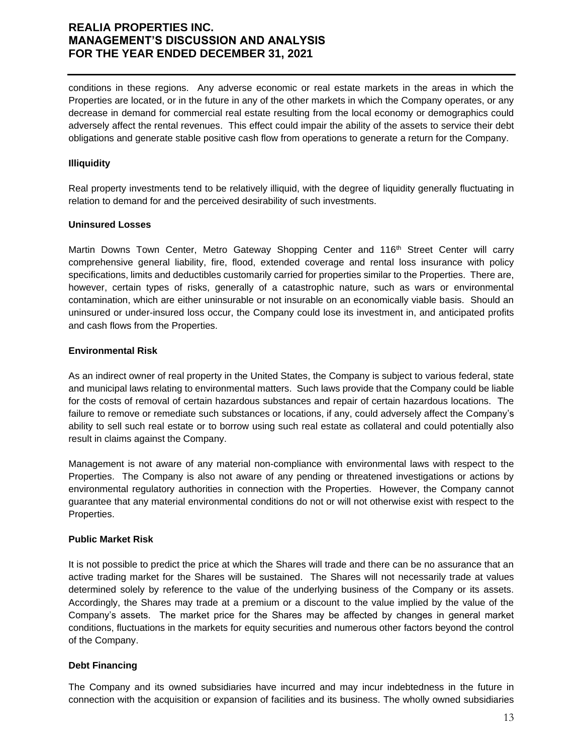conditions in these regions. Any adverse economic or real estate markets in the areas in which the Properties are located, or in the future in any of the other markets in which the Company operates, or any decrease in demand for commercial real estate resulting from the local economy or demographics could adversely affect the rental revenues. This effect could impair the ability of the assets to service their debt obligations and generate stable positive cash flow from operations to generate a return for the Company.

**Illiquidity**

Real property investments tend to be relatively illiquid, with the degree of liquidity generally fluctuating in relation to demand for and the perceived desirability of such investments.

**Uninsured Losses**

Martin Downs Town Center, Metro Gateway Shopping Center and 116th Street Center will carry comprehensive general liability, fire, flood, extended coverage and rental loss insurance with policy specifications, limits and deductibles customarily carried for properties similar to the Properties. There are, however, certain types of risks, generally of a catastrophic nature, such as wars or environmental contamination, which are either uninsurable or not insurable on an economically viable basis. Should an uninsured or under-insured loss occur, the Company could lose its investment in, and anticipated profits and cash flows from the Properties.

**Environmental Risk**

As an indirect owner of real property in the United States, the Company is subject to various federal, state and municipal laws relating to environmental matters. Such laws provide that the Company could be liable for the costs of removal of certain hazardous substances and repair of certain hazardous locations. The failure to remove or remediate such substances or locations, if any, could adversely affect the Company's ability to sell such real estate or to borrow using such real estate as collateral and could potentially also result in claims against the Company.

Management is not aware of any material non-compliance with environmental laws with respect to the Properties. The Company is also not aware of any pending or threatened investigations or actions by environmental regulatory authorities in connection with the Properties. However, the Company cannot guarantee that any material environmental conditions do not or will not otherwise exist with respect to the Properties.

**Public Market Risk**

It is not possible to predict the price at which the Shares will trade and there can be no assurance that an active trading market for the Shares will be sustained. The Shares will not necessarily trade at values determined solely by reference to the value of the underlying business of the Company or its assets. Accordingly, the Shares may trade at a premium or a discount to the value implied by the value of the Company's assets. The market price for the Shares may be affected by changes in general market conditions, fluctuations in the markets for equity securities and numerous other factors beyond the control of the Company.

**Debt Financing**

The Company and its owned subsidiaries have incurred and may incur indebtedness in the future in connection with the acquisition or expansion of facilities and its business. The wholly owned subsidiaries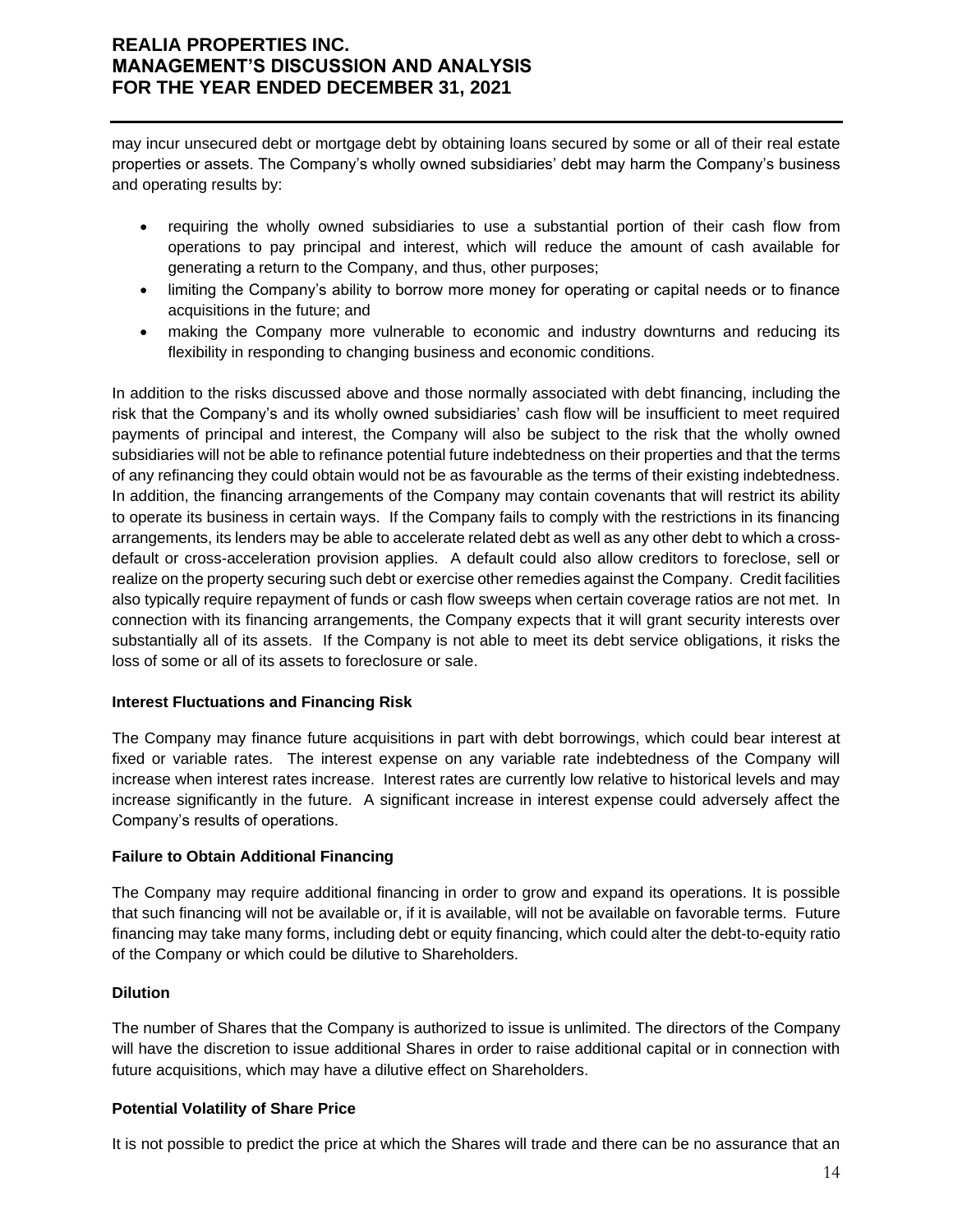may incur unsecured debt or mortgage debt by obtaining loans secured by some or all of their real estate properties or assets. The Company's wholly owned subsidiaries' debt may harm the Company's business and operating results by:

- requiring the wholly owned subsidiaries to use a substantial portion of their cash flow from operations to pay principal and interest, which will reduce the amount of cash available for generating a return to the Company, and thus, other purposes;
- limiting the Company's ability to borrow more money for operating or capital needs or to finance acquisitions in the future; and
- making the Company more vulnerable to economic and industry downturns and reducing its flexibility in responding to changing business and economic conditions.

In addition to the risks discussed above and those normally associated with debt financing, including the risk that the Company's and its wholly owned subsidiaries' cash flow will be insufficient to meet required payments of principal and interest, the Company will also be subject to the risk that the wholly owned subsidiaries will not be able to refinance potential future indebtedness on their properties and that the terms of any refinancing they could obtain would not be as favourable as the terms of their existing indebtedness. In addition, the financing arrangements of the Company may contain covenants that will restrict its ability to operate its business in certain ways. If the Company fails to comply with the restrictions in its financing arrangements, its lenders may be able to accelerate related debt as well as any other debt to which a cross-default or cross-acceleration provision applies. A default could also allow creditors to foreclose, sell or realize on the property securing such debt or exercise other remedies against the Company. Credit facilities also typically require repayment of funds or cash flow sweeps when certain coverage ratios are not met. In connection with its financing arrangements, the Company expects that it will grant security interests over substantially all of its assets. If the Company is not able to meet its debt service obligations, it risks the loss of some or all of its assets to foreclosure or sale.

**Interest Fluctuations and Financing Risk**

The Company may finance future acquisitions in part with debt borrowings, which could bear interest at fixed or variable rates. The interest expense on any variable rate indebtedness of the Company will increase when interest rates increase. Interest rates are currently low relative to historical levels and may increase significantly in the future. A significant increase in interest expense could adversely affect the Company's results of operations.

**Failure to Obtain Additional Financing**

The Company may require additional financing in order to grow and expand its operations. It is possible that such financing will not be available or, if it is available, will not be available on favorable terms. Future financing may take many forms, including debt or equity financing, which could alter the debt-to-equity ratio of the Company or which could be dilutive to Shareholders.

**Dilution**

The number of Shares that the Company is authorized to issue is unlimited. The directors of the Company will have the discretion to issue additional Shares in order to raise additional capital or in connection with future acquisitions, which may have a dilutive effect on Shareholders.

**Potential Volatility of Share Price**

It is not possible to predict the price at which the Shares will trade and there can be no assurance that an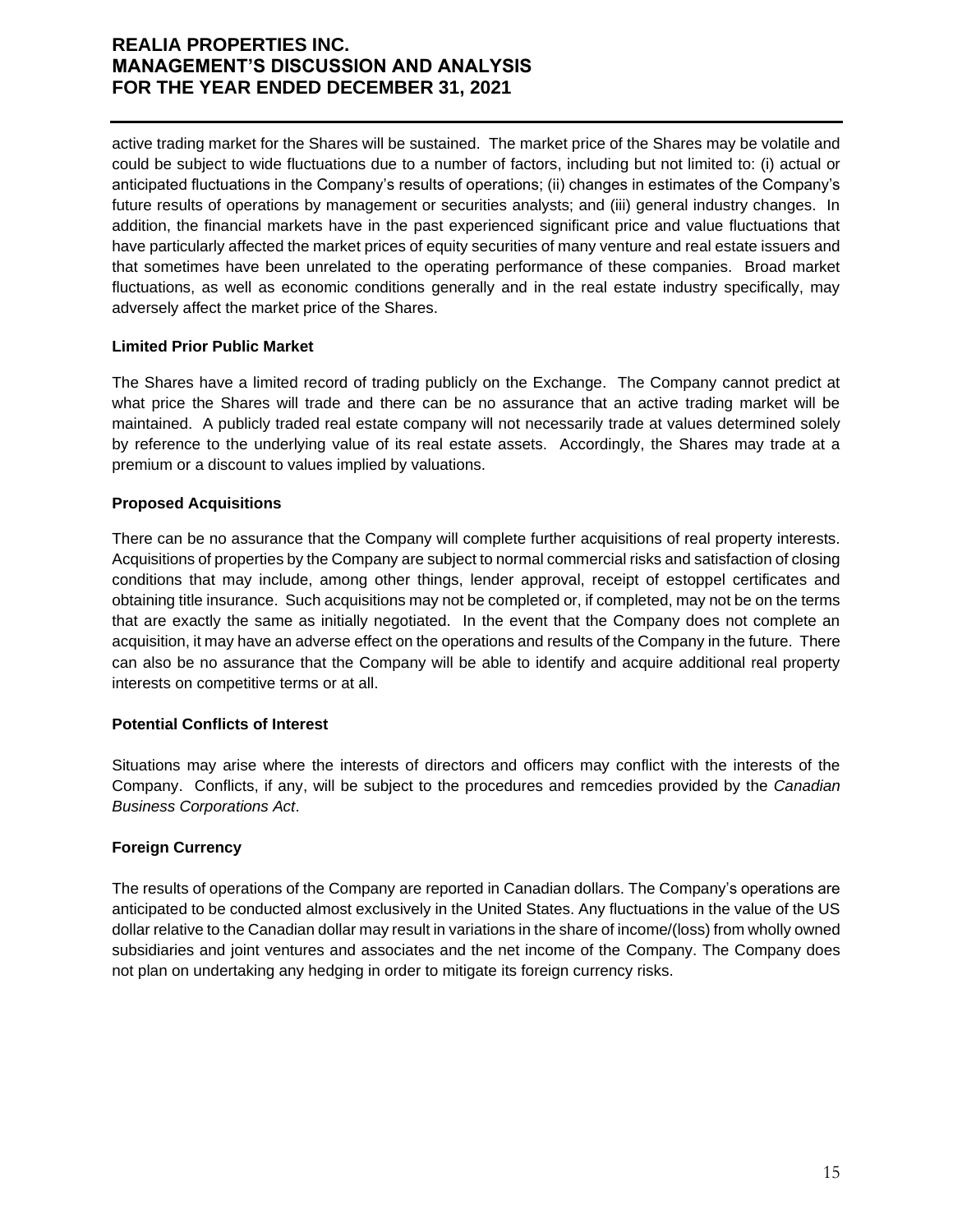active trading market for the Shares will be sustained. The market price of the Shares may be volatile and could be subject to wide fluctuations due to a number of factors, including but not limited to: (i) actual or anticipated fluctuations in the Company's results of operations; (ii) changes in estimates of the Company's future results of operations by management or securities analysts; and (iii) general industry changes. In addition, the financial markets have in the past experienced significant price and value fluctuations that have particularly affected the market prices of equity securities of many venture and real estate issuers and that sometimes have been unrelated to the operating performance of these companies. Broad market fluctuations, as well as economic conditions generally and in the real estate industry specifically, may adversely affect the market price of the Shares.

**Limited Prior Public Market**

The Shares have a limited record of trading publicly on the Exchange. The Company cannot predict at what price the Shares will trade and there can be no assurance that an active trading market will be maintained. A publicly traded real estate company will not necessarily trade at values determined solely by reference to the underlying value of its real estate assets. Accordingly, the Shares may trade at a premium or a discount to values implied by valuations.

**Proposed Acquisitions**

There can be no assurance that the Company will complete further acquisitions of real property interests. Acquisitions of properties by the Company are subject to normal commercial risks and satisfaction of closing conditions that may include, among other things, lender approval, receipt of estoppel certificates and obtaining title insurance. Such acquisitions may not be completed or, if completed, may not be on the terms that are exactly the same as initially negotiated. In the event that the Company does not complete an acquisition, it may have an adverse effect on the operations and results of the Company in the future. There can also be no assurance that the Company will be able to identify and acquire additional real property interests on competitive terms or at all.

**Potential Conflicts of Interest**

Situations may arise where the interests of directors and officers may conflict with the interests of the Company. Conflicts, if any, will be subject to the procedures and remcedies provided by the *Canadian Business Corporations Act*.

**Foreign Currency**

The results of operations of the Company are reported in Canadian dollars. The Company's operations are anticipated to be conducted almost exclusively in the United States. Any fluctuations in the value of the US dollar relative to the Canadian dollar may result in variations in the share of income/(loss) from wholly owned subsidiaries and joint ventures and associates and the net income of the Company. The Company does not plan on undertaking any hedging in order to mitigate its foreign currency risks.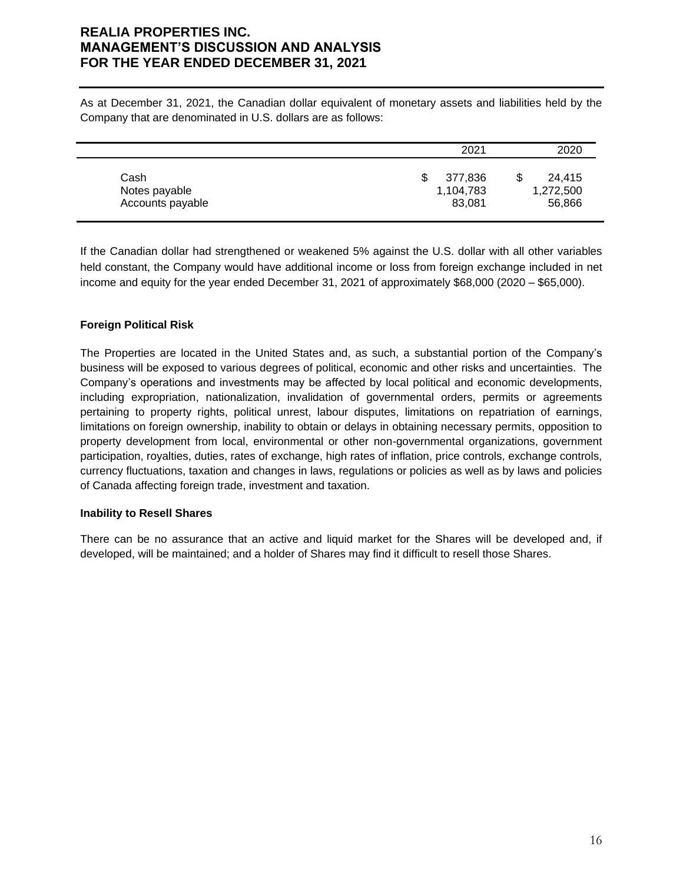As at December 31, 2021, the Canadian dollar equivalent of monetary assets and liabilities held by the Company that are denominated in U.S. dollars are as follows:

| | 2021 | 2020 |
|---|---|---|
| Cash | $ 377,836 | $ 24,415 |
| Notes payable | 1,104,783 | 1,272,500 |
| Accounts payable | 83,081 | 56,866 |

If the Canadian dollar had strengthened or weakened 5% against the U.S. dollar with all other variables held constant, the Company would have additional income or loss from foreign exchange included in net income and equity for the year ended December 31, 2021 of approximately $68,000 (2020 – $65,000).

**Foreign Political Risk**

The Properties are located in the United States and, as such, a substantial portion of the Company's business will be exposed to various degrees of political, economic and other risks and uncertainties. The Company's operations and investments may be affected by local political and economic developments, including expropriation, nationalization, invalidation of governmental orders, permits or agreements pertaining to property rights, political unrest, labour disputes, limitations on repatriation of earnings, limitations on foreign ownership, inability to obtain or delays in obtaining necessary permits, opposition to property development from local, environmental or other non-governmental organizations, government participation, royalties, duties, rates of exchange, high rates of inflation, price controls, exchange controls, currency fluctuations, taxation and changes in laws, regulations or policies as well as by laws and policies of Canada affecting foreign trade, investment and taxation.

**Inability to Resell Shares**

There can be no assurance that an active and liquid market for the Shares will be developed and, if developed, will be maintained; and a holder of Shares may find it difficult to resell those Shares.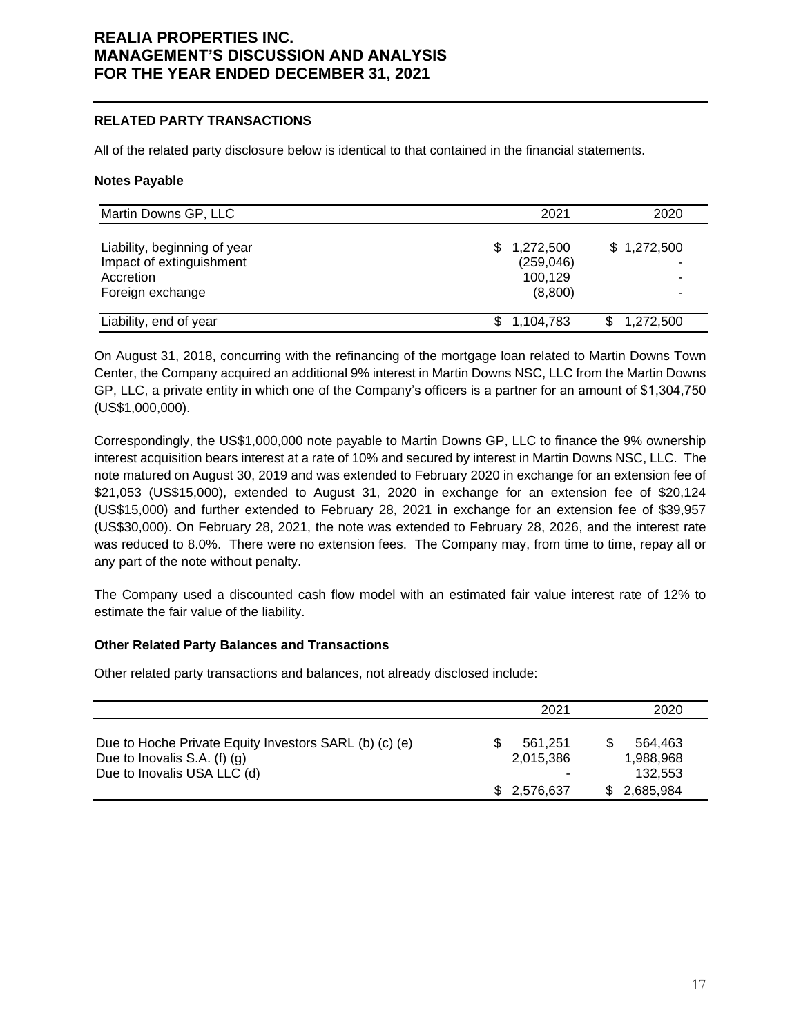## RELATED PARTY TRANSACTIONS

All of the related party disclosure below is identical to that contained in the financial statements.

### Notes Payable

| Martin Downs GP, LLC | 2021 | 2020 |
|---|---|---|
| Liability, beginning of year | $ 1,272,500 | $ 1,272,500 |
| Impact of extinguishment | (259,046) | - |
| Accretion | 100,129 | - |
| Foreign exchange | (8,800) | - |
| Liability, end of year | $ 1,104,783 | $ 1,272,500 |

On August 31, 2018, concurring with the refinancing of the mortgage loan related to Martin Downs Town Center, the Company acquired an additional 9% interest in Martin Downs NSC, LLC from the Martin Downs GP, LLC, a private entity in which one of the Company's officers is a partner for an amount of $1,304,750 (US$1,000,000).

Correspondingly, the US$1,000,000 note payable to Martin Downs GP, LLC to finance the 9% ownership interest acquisition bears interest at a rate of 10% and secured by interest in Martin Downs NSC, LLC. The note matured on August 30, 2019 and was extended to February 2020 in exchange for an extension fee of $21,053 (US$15,000), extended to August 31, 2020 in exchange for an extension fee of $20,124 (US$15,000) and further extended to February 28, 2021 in exchange for an extension fee of $39,957 (US$30,000). On February 28, 2021, the note was extended to February 28, 2026, and the interest rate was reduced to 8.0%. There were no extension fees. The Company may, from time to time, repay all or any part of the note without penalty.

The Company used a discounted cash flow model with an estimated fair value interest rate of 12% to estimate the fair value of the liability.

### Other Related Party Balances and Transactions

Other related party transactions and balances, not already disclosed include:

| | 2021 | 2020 |
|---|---|---|
| Due to Hoche Private Equity Investors SARL (b) (c) (e) | $ 561,251 | $ 564,463 |
| Due to Inovalis S.A. (f) (g) | 2,015,386 | 1,988,968 |
| Due to Inovalis USA LLC (d) | - | 132,553 |
| | $ 2,576,637 | $ 2,685,984 |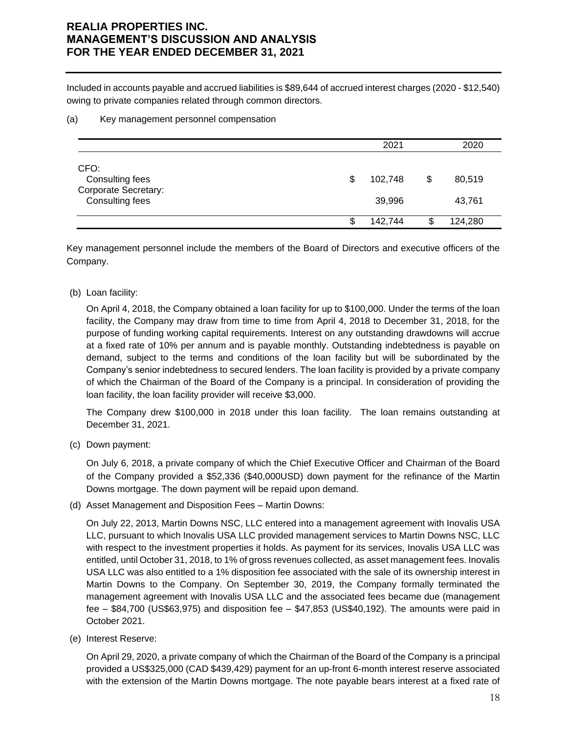Included in accounts payable and accrued liabilities is $89,644 of accrued interest charges (2020 - $12,540) owing to private companies related through common directors.

(a) Key management personnel compensation

| | 2021 | 2020 |
|---|---|---|
| CFO: | | |
| Consulting fees | $ 102,748 | $ 80,519 |
| Corporate Secretary: | | |
| Consulting fees | 39,996 | 43,761 |
| | $ 142,744 | $ 124,280 |

Key management personnel include the members of the Board of Directors and executive officers of the Company.

(b) Loan facility:

On April 4, 2018, the Company obtained a loan facility for up to $100,000. Under the terms of the loan facility, the Company may draw from time to time from April 4, 2018 to December 31, 2018, for the purpose of funding working capital requirements. Interest on any outstanding drawdowns will accrue at a fixed rate of 10% per annum and is payable monthly. Outstanding indebtedness is payable on demand, subject to the terms and conditions of the loan facility but will be subordinated by the Company's senior indebtedness to secured lenders. The loan facility is provided by a private company of which the Chairman of the Board of the Company is a principal. In consideration of providing the loan facility, the loan facility provider will receive $3,000.

The Company drew $100,000 in 2018 under this loan facility. The loan remains outstanding at December 31, 2021.

(c) Down payment:

On July 6, 2018, a private company of which the Chief Executive Officer and Chairman of the Board of the Company provided a $52,336 ($40,000USD) down payment for the refinance of the Martin Downs mortgage. The down payment will be repaid upon demand.

(d) Asset Management and Disposition Fees – Martin Downs:

On July 22, 2013, Martin Downs NSC, LLC entered into a management agreement with Inovalis USA LLC, pursuant to which Inovalis USA LLC provided management services to Martin Downs NSC, LLC with respect to the investment properties it holds. As payment for its services, Inovalis USA LLC was entitled, until October 31, 2018, to 1% of gross revenues collected, as asset management fees. Inovalis USA LLC was also entitled to a 1% disposition fee associated with the sale of its ownership interest in Martin Downs to the Company. On September 30, 2019, the Company formally terminated the management agreement with Inovalis USA LLC and the associated fees became due (management fee – $84,700 (US$63,975) and disposition fee – $47,853 (US$40,192). The amounts were paid in October 2021.

(e) Interest Reserve:

On April 29, 2020, a private company of which the Chairman of the Board of the Company is a principal provided a US$325,000 (CAD $439,429) payment for an up-front 6-month interest reserve associated with the extension of the Martin Downs mortgage. The note payable bears interest at a fixed rate of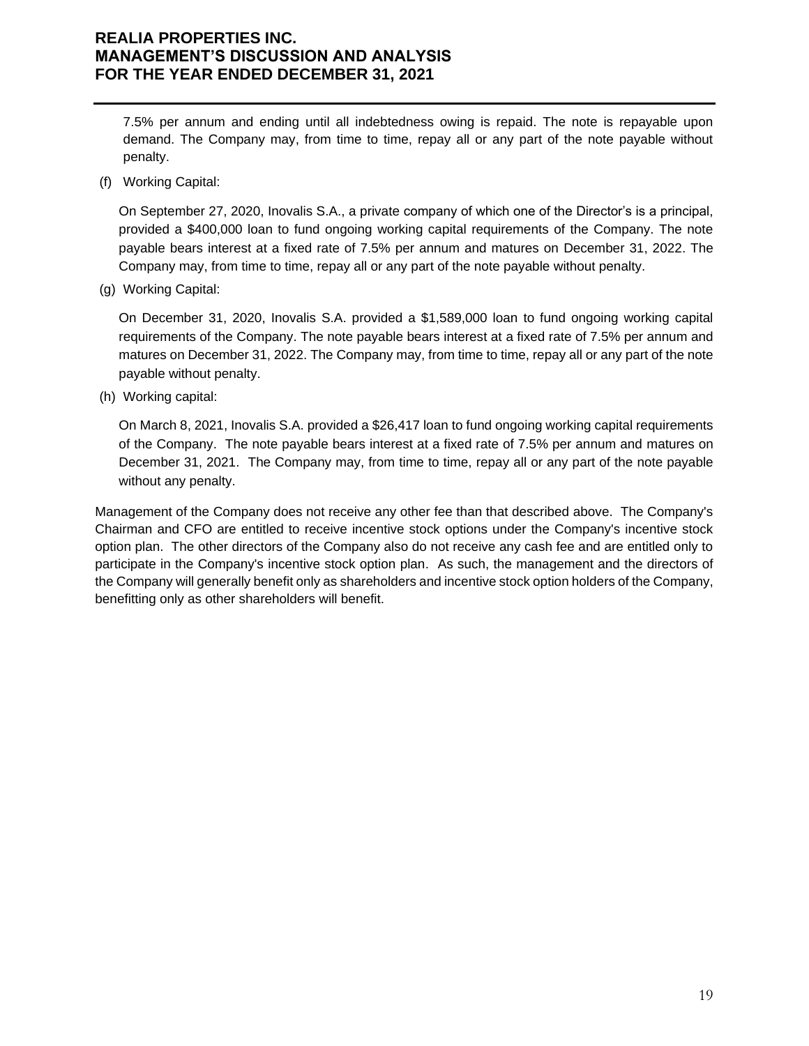7.5% per annum and ending until all indebtedness owing is repaid. The note is repayable upon demand. The Company may, from time to time, repay all or any part of the note payable without penalty.

(f) Working Capital:

On September 27, 2020, Inovalis S.A., a private company of which one of the Director's is a principal, provided a $400,000 loan to fund ongoing working capital requirements of the Company. The note payable bears interest at a fixed rate of 7.5% per annum and matures on December 31, 2022. The Company may, from time to time, repay all or any part of the note payable without penalty.

(g) Working Capital:

On December 31, 2020, Inovalis S.A. provided a $1,589,000 loan to fund ongoing working capital requirements of the Company. The note payable bears interest at a fixed rate of 7.5% per annum and matures on December 31, 2022. The Company may, from time to time, repay all or any part of the note payable without penalty.

(h) Working capital:

On March 8, 2021, Inovalis S.A. provided a $26,417 loan to fund ongoing working capital requirements of the Company. The note payable bears interest at a fixed rate of 7.5% per annum and matures on December 31, 2021. The Company may, from time to time, repay all or any part of the note payable without any penalty.

Management of the Company does not receive any other fee than that described above. The Company's Chairman and CFO are entitled to receive incentive stock options under the Company's incentive stock option plan. The other directors of the Company also do not receive any cash fee and are entitled only to participate in the Company's incentive stock option plan. As such, the management and the directors of the Company will generally benefit only as shareholders and incentive stock option holders of the Company, benefitting only as other shareholders will benefit.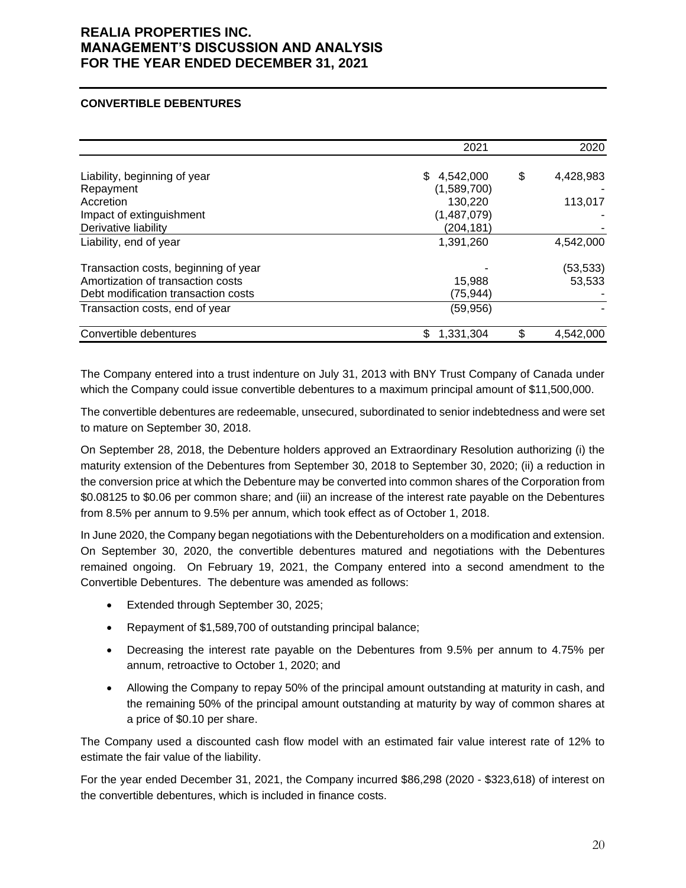## CONVERTIBLE DEBENTURES

| | 2021 | 2020 |
|---|---|---|
| Liability, beginning of year | $ 4,542,000 | $ 4,428,983 |
| Repayment | (1,589,700) | - |
| Accretion | 130,220 | 113,017 |
| Impact of extinguishment | (1,487,079) | - |
| Derivative liability | (204,181) | - |
| Liability, end of year | 1,391,260 | 4,542,000 |
| Transaction costs, beginning of year | - | (53,533) |
| Amortization of transaction costs | 15,988 | 53,533 |
| Debt modification transaction costs | (75,944) | - |
| Transaction costs, end of year | (59,956) | - |
| Convertible debentures | $ 1,331,304 | $ 4,542,000 |

The Company entered into a trust indenture on July 31, 2013 with BNY Trust Company of Canada under which the Company could issue convertible debentures to a maximum principal amount of $11,500,000.

The convertible debentures are redeemable, unsecured, subordinated to senior indebtedness and were set to mature on September 30, 2018.

On September 28, 2018, the Debenture holders approved an Extraordinary Resolution authorizing (i) the maturity extension of the Debentures from September 30, 2018 to September 30, 2020; (ii) a reduction in the conversion price at which the Debenture may be converted into common shares of the Corporation from $0.08125 to $0.06 per common share; and (iii) an increase of the interest rate payable on the Debentures from 8.5% per annum to 9.5% per annum, which took effect as of October 1, 2018.

In June 2020, the Company began negotiations with the Debentureholders on a modification and extension. On September 30, 2020, the convertible debentures matured and negotiations with the Debentures remained ongoing. On February 19, 2021, the Company entered into a second amendment to the Convertible Debentures. The debenture was amended as follows:

- Extended through September 30, 2025;
- Repayment of $1,589,700 of outstanding principal balance;
- Decreasing the interest rate payable on the Debentures from 9.5% per annum to 4.75% per annum, retroactive to October 1, 2020; and
- Allowing the Company to repay 50% of the principal amount outstanding at maturity in cash, and the remaining 50% of the principal amount outstanding at maturity by way of common shares at a price of $0.10 per share.

The Company used a discounted cash flow model with an estimated fair value interest rate of 12% to estimate the fair value of the liability.

For the year ended December 31, 2021, the Company incurred $86,298 (2020 - $323,618) of interest on the convertible debentures, which is included in finance costs.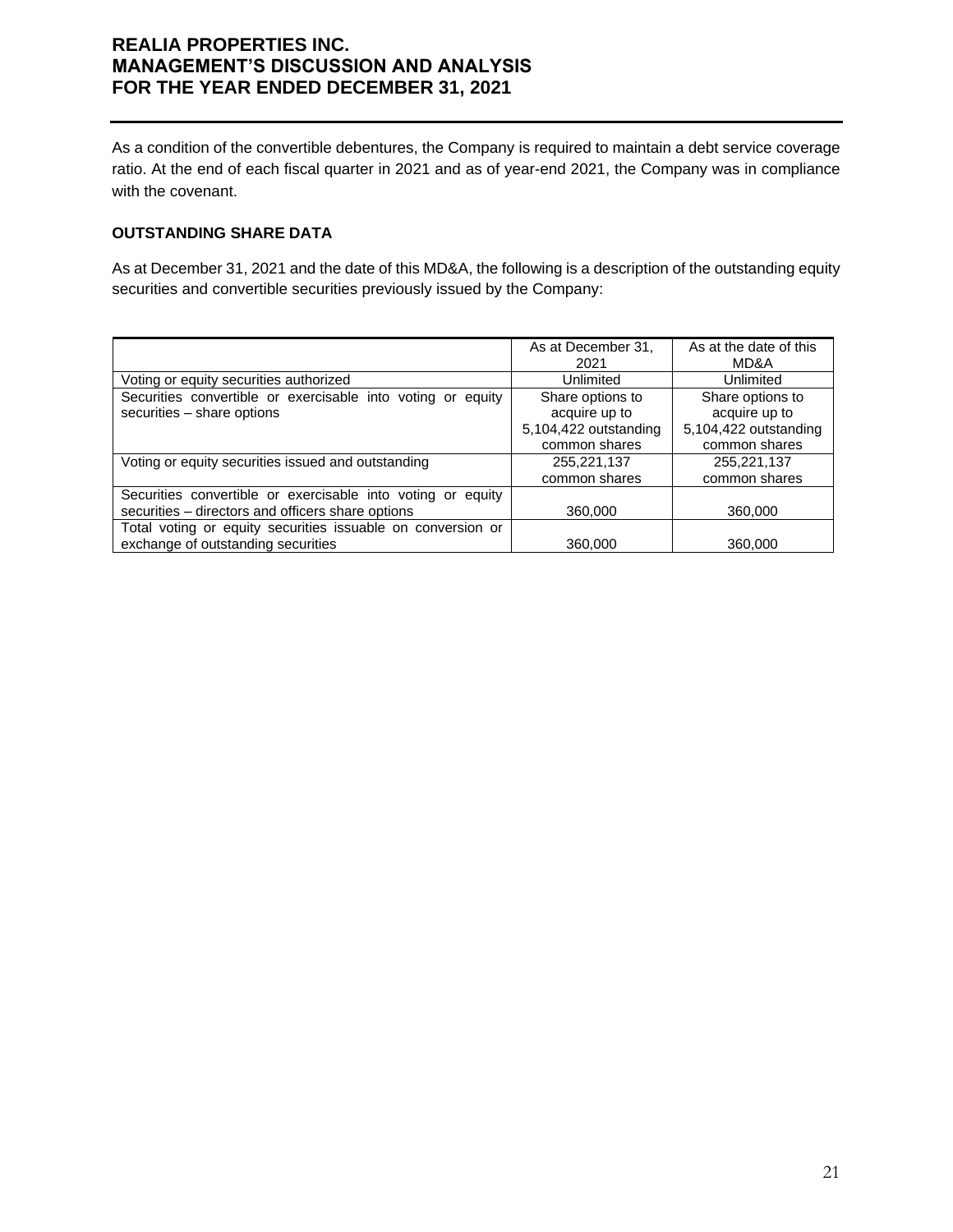As a condition of the convertible debentures, the Company is required to maintain a debt service coverage ratio. At the end of each fiscal quarter in 2021 and as of year-end 2021, the Company was in compliance with the covenant.

**OUTSTANDING SHARE DATA**

As at December 31, 2021 and the date of this MD&A, the following is a description of the outstanding equity securities and convertible securities previously issued by the Company:

| | As at December 31, 2021 | As at the date of this MD&A |
|---|---|---|
| Voting or equity securities authorized | Unlimited | Unlimited |
| Securities convertible or exercisable into voting or equity securities – share options | Share options to acquire up to 5,104,422 outstanding common shares | Share options to acquire up to 5,104,422 outstanding common shares |
| Voting or equity securities issued and outstanding | 255,221,137 common shares | 255,221,137 common shares |
| Securities convertible or exercisable into voting or equity securities – directors and officers share options | 360,000 | 360,000 |
| Total voting or equity securities issuable on conversion or exchange of outstanding securities | 360,000 | 360,000 |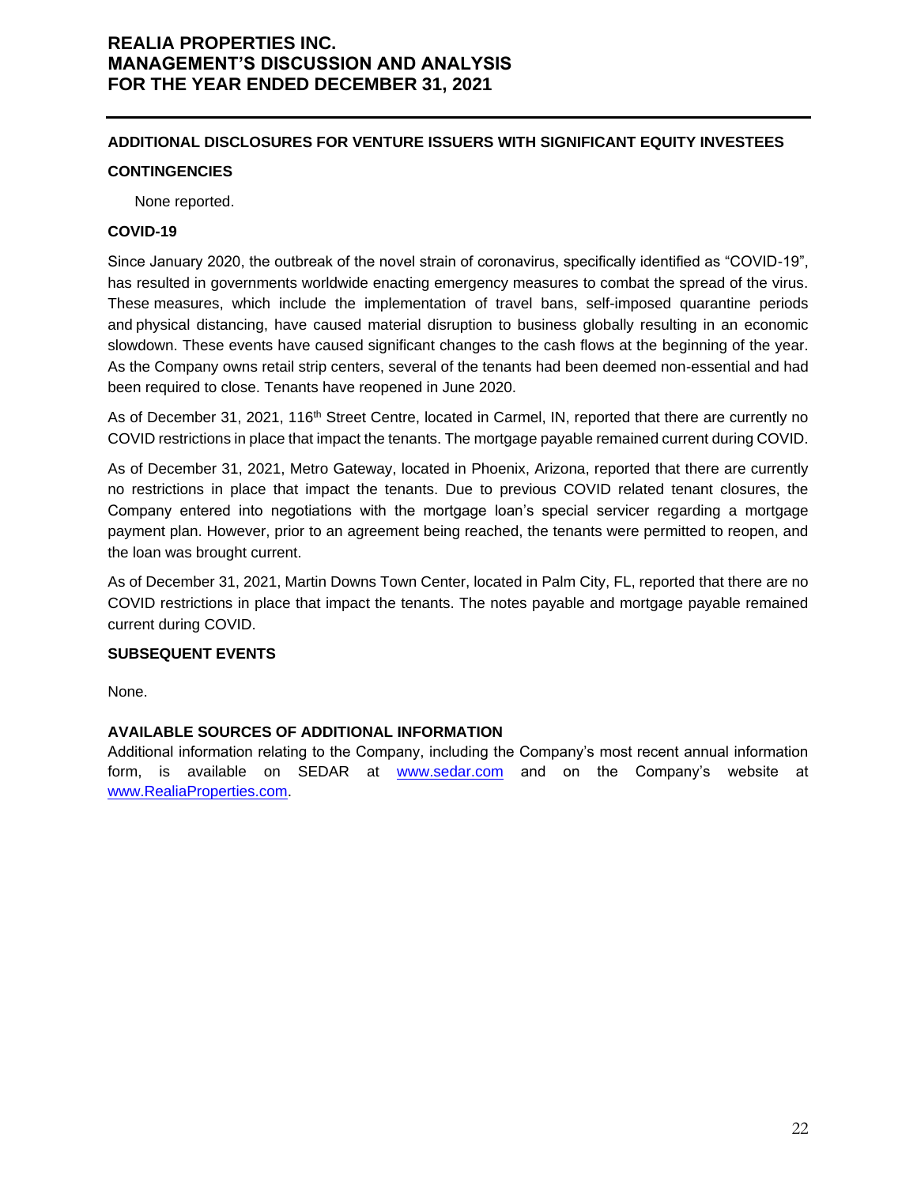## ADDITIONAL DISCLOSURES FOR VENTURE ISSUERS WITH SIGNIFICANT EQUITY INVESTEES

### CONTINGENCIES

None reported.

### COVID-19

Since January 2020, the outbreak of the novel strain of coronavirus, specifically identified as “COVID-19”, has resulted in governments worldwide enacting emergency measures to combat the spread of the virus. These measures, which include the implementation of travel bans, self-imposed quarantine periods and physical distancing, have caused material disruption to business globally resulting in an economic slowdown. These events have caused significant changes to the cash flows at the beginning of the year. As the Company owns retail strip centers, several of the tenants had been deemed non-essential and had been required to close. Tenants have reopened in June 2020.

As of December 31, 2021, 116th Street Centre, located in Carmel, IN, reported that there are currently no COVID restrictions in place that impact the tenants. The mortgage payable remained current during COVID.

As of December 31, 2021, Metro Gateway, located in Phoenix, Arizona, reported that there are currently no restrictions in place that impact the tenants. Due to previous COVID related tenant closures, the Company entered into negotiations with the mortgage loan’s special servicer regarding a mortgage payment plan. However, prior to an agreement being reached, the tenants were permitted to reopen, and the loan was brought current.

As of December 31, 2021, Martin Downs Town Center, located in Palm City, FL, reported that there are no COVID restrictions in place that impact the tenants. The notes payable and mortgage payable remained current during COVID.

### SUBSEQUENT EVENTS

None.

### AVAILABLE SOURCES OF ADDITIONAL INFORMATION

Additional information relating to the Company, including the Company’s most recent annual information form, is available on SEDAR at www.sedar.com and on the Company’s website at www.RealiaProperties.com.